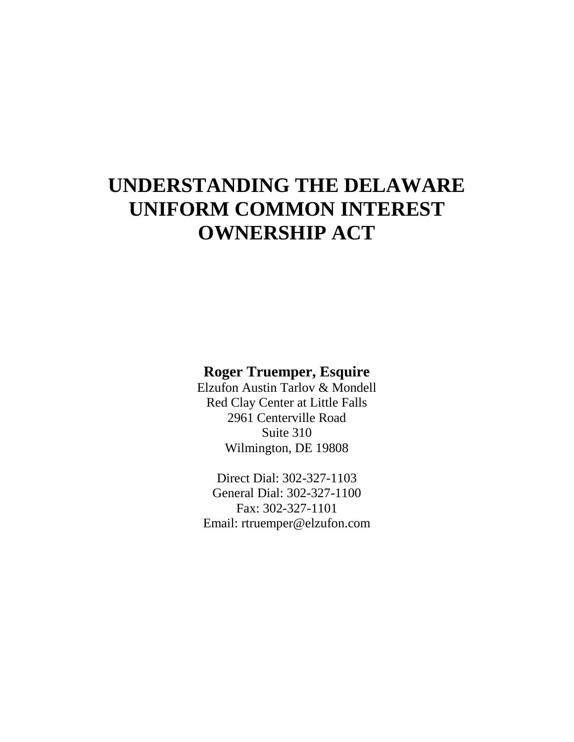# UNDERSTANDING THE DELAWARE UNIFORM COMMON INTEREST OWNERSHIP ACT

**Roger Truemper, Esquire**
Elzufon Austin Tarlov & Mondell
Red Clay Center at Little Falls
2961 Centerville Road
Suite 310
Wilmington, DE 19808

Direct Dial: 302-327-1103
General Dial: 302-327-1100
Fax: 302-327-1101
Email: rtruemper@elzufon.com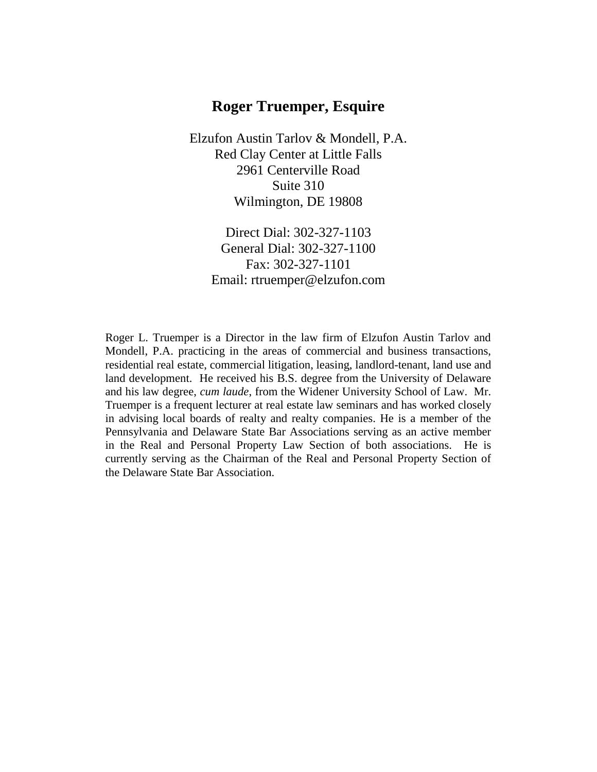# Roger Truemper, Esquire

Elzufon Austin Tarlov & Mondell, P.A.
Red Clay Center at Little Falls
2961 Centerville Road
Suite 310
Wilmington, DE 19808

Direct Dial: 302-327-1103
General Dial: 302-327-1100
Fax: 302-327-1101
Email: rtruemper@elzufon.com

Roger L. Truemper is a Director in the law firm of Elzufon Austin Tarlov and Mondell, P.A. practicing in the areas of commercial and business transactions, residential real estate, commercial litigation, leasing, landlord-tenant, land use and land development. He received his B.S. degree from the University of Delaware and his law degree, *cum laude*, from the Widener University School of Law. Mr. Truemper is a frequent lecturer at real estate law seminars and has worked closely in advising local boards of realty and realty companies. He is a member of the Pennsylvania and Delaware State Bar Associations serving as an active member in the Real and Personal Property Law Section of both associations. He is currently serving as the Chairman of the Real and Personal Property Section of the Delaware State Bar Association.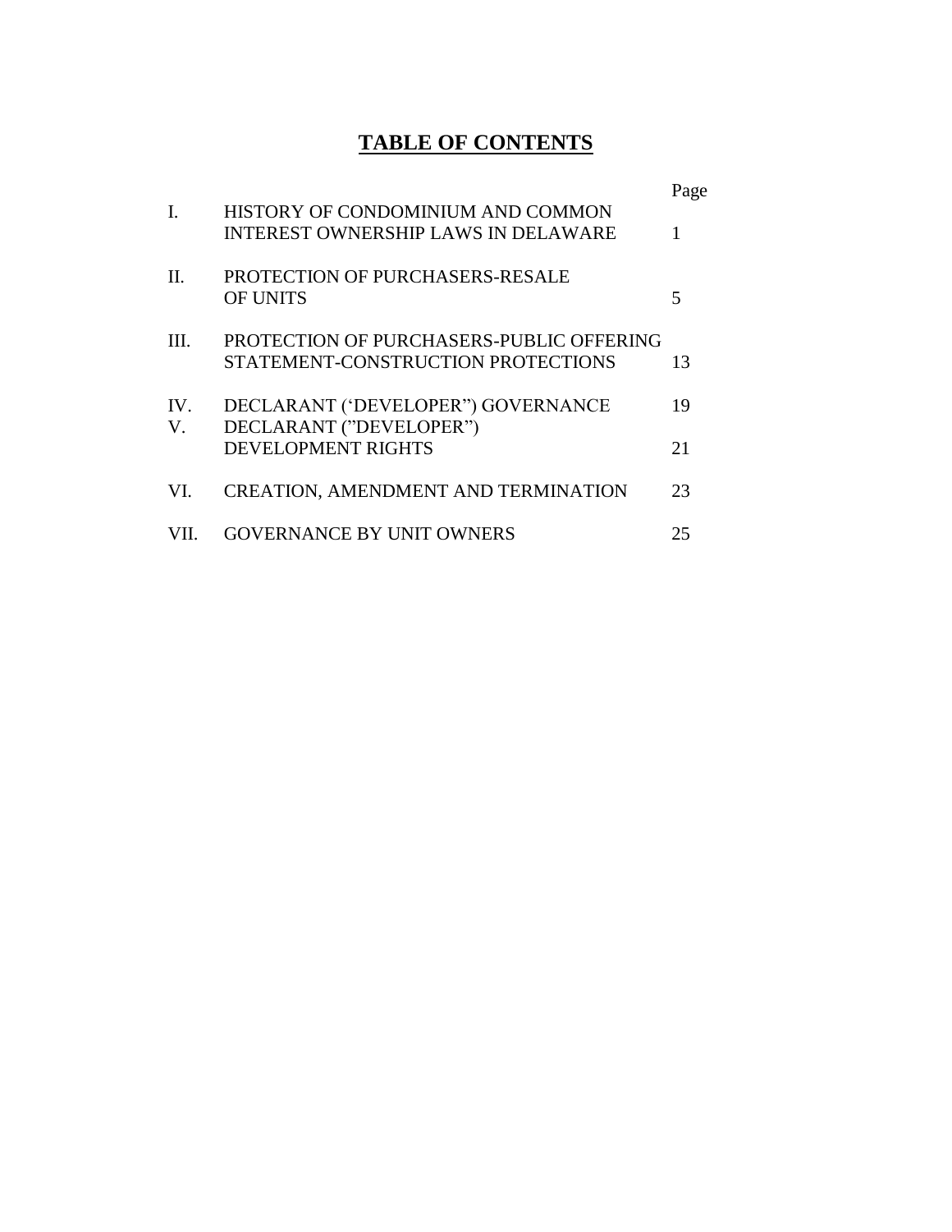# TABLE OF CONTENTS

| | | Page |
|---|---|---|
| I. | HISTORY OF CONDOMINIUM AND COMMON INTEREST OWNERSHIP LAWS IN DELAWARE | 1 |
| II. | PROTECTION OF PURCHASERS-RESALE OF UNITS | 5 |
| III. | PROTECTION OF PURCHASERS-PUBLIC OFFERING STATEMENT-CONSTRUCTION PROTECTIONS | 13 |
| IV. | DECLARANT ('DEVELOPER") GOVERNANCE | 19 |
| V. | DECLARANT ("DEVELOPER") DEVELOPMENT RIGHTS | 21 |
| VI. | CREATION, AMENDMENT AND TERMINATION | 23 |
| VII. | GOVERNANCE BY UNIT OWNERS | 25 |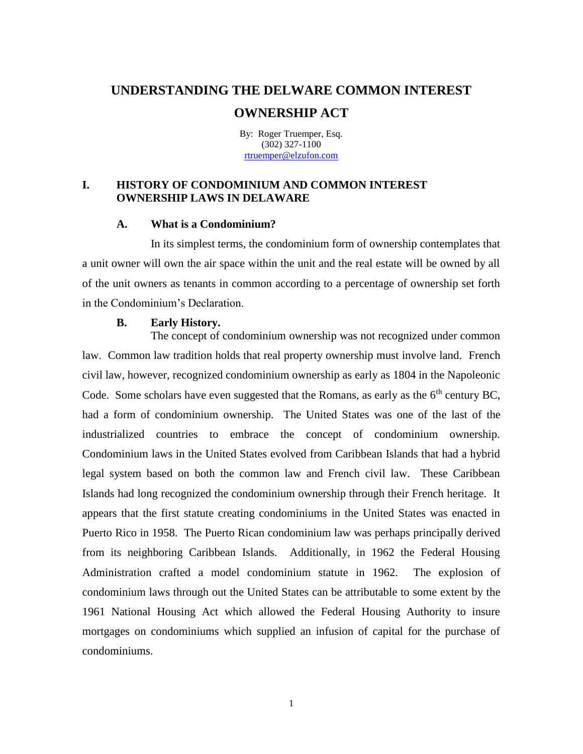# UNDERSTANDING THE DELWARE COMMON INTEREST OWNERSHIP ACT

By: Roger Truemper, Esq.
(302) 327-1100
rtruemper@elzufon.com

## I. HISTORY OF CONDOMINIUM AND COMMON INTEREST OWNERSHIP LAWS IN DELAWARE

### A. What is a Condominium?

In its simplest terms, the condominium form of ownership contemplates that a unit owner will own the air space within the unit and the real estate will be owned by all of the unit owners as tenants in common according to a percentage of ownership set forth in the Condominium's Declaration.

### B. Early History.

The concept of condominium ownership was not recognized under common law. Common law tradition holds that real property ownership must involve land. French civil law, however, recognized condominium ownership as early as 1804 in the Napoleonic Code. Some scholars have even suggested that the Romans, as early as the 6th century BC, had a form of condominium ownership. The United States was one of the last of the industrialized countries to embrace the concept of condominium ownership. Condominium laws in the United States evolved from Caribbean Islands that had a hybrid legal system based on both the common law and French civil law. These Caribbean Islands had long recognized the condominium ownership through their French heritage. It appears that the first statute creating condominiums in the United States was enacted in Puerto Rico in 1958. The Puerto Rican condominium law was perhaps principally derived from its neighboring Caribbean Islands. Additionally, in 1962 the Federal Housing Administration crafted a model condominium statute in 1962. The explosion of condominium laws through out the United States can be attributable to some extent by the 1961 National Housing Act which allowed the Federal Housing Authority to insure mortgages on condominiums which supplied an infusion of capital for the purchase of condominiums.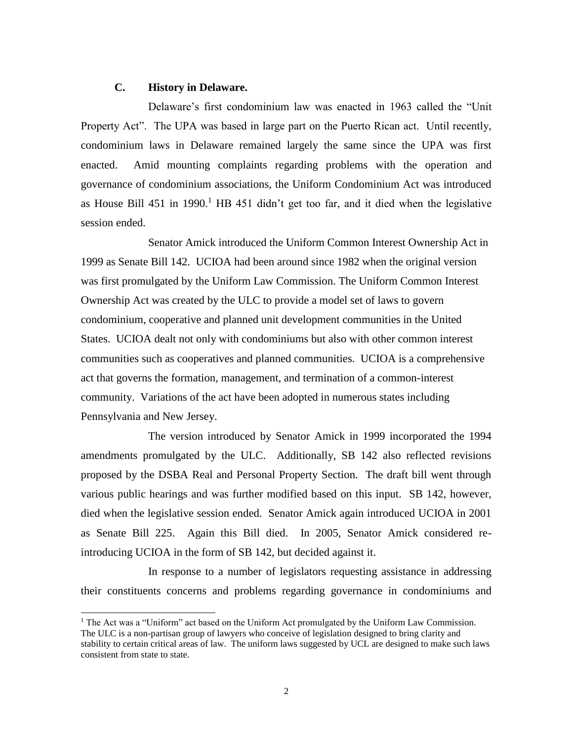### C. History in Delaware.

Delaware's first condominium law was enacted in 1963 called the "Unit Property Act". The UPA was based in large part on the Puerto Rican act. Until recently, condominium laws in Delaware remained largely the same since the UPA was first enacted. Amid mounting complaints regarding problems with the operation and governance of condominium associations, the Uniform Condominium Act was introduced as House Bill 451 in 1990.[1] HB 451 didn't get too far, and it died when the legislative session ended.

Senator Amick introduced the Uniform Common Interest Ownership Act in 1999 as Senate Bill 142. UCIOA had been around since 1982 when the original version was first promulgated by the Uniform Law Commission. The Uniform Common Interest Ownership Act was created by the ULC to provide a model set of laws to govern condominium, cooperative and planned unit development communities in the United States. UCIOA dealt not only with condominiums but also with other common interest communities such as cooperatives and planned communities. UCIOA is a comprehensive act that governs the formation, management, and termination of a common-interest community. Variations of the act have been adopted in numerous states including Pennsylvania and New Jersey.

The version introduced by Senator Amick in 1999 incorporated the 1994 amendments promulgated by the ULC. Additionally, SB 142 also reflected revisions proposed by the DSBA Real and Personal Property Section. The draft bill went through various public hearings and was further modified based on this input. SB 142, however, died when the legislative session ended. Senator Amick again introduced UCIOA in 2001 as Senate Bill 225. Again this Bill died. In 2005, Senator Amick considered re-introducing UCIOA in the form of SB 142, but decided against it.

In response to a number of legislators requesting assistance in addressing their constituents concerns and problems regarding governance in condominiums and

---

[1] The Act was a "Uniform" act based on the Uniform Act promulgated by the Uniform Law Commission. The ULC is a non-partisan group of lawyers who conceive of legislation designed to bring clarity and stability to certain critical areas of law. The uniform laws suggested by UCL are designed to make such laws consistent from state to state.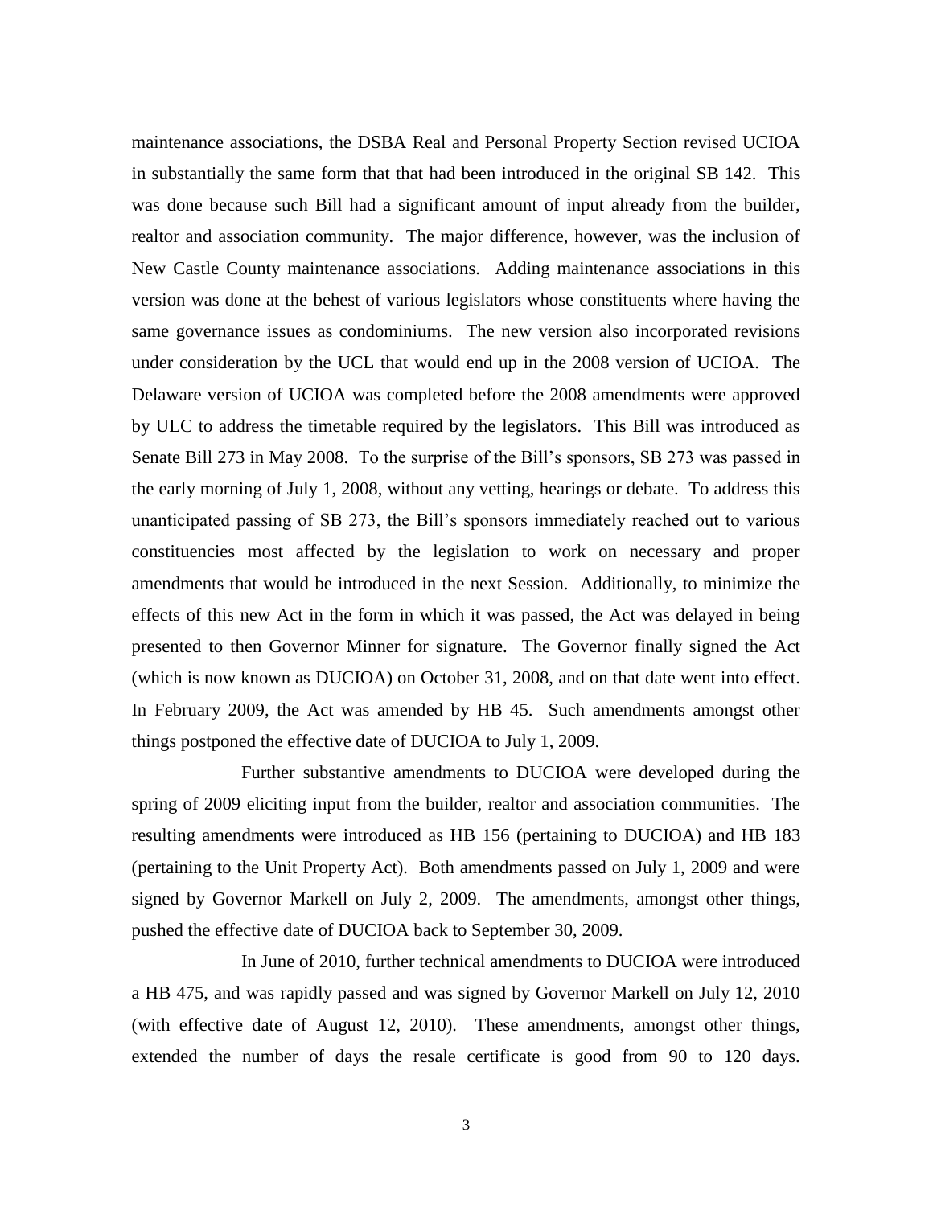maintenance associations, the DSBA Real and Personal Property Section revised UCIOA in substantially the same form that that had been introduced in the original SB 142. This was done because such Bill had a significant amount of input already from the builder, realtor and association community. The major difference, however, was the inclusion of New Castle County maintenance associations. Adding maintenance associations in this version was done at the behest of various legislators whose constituents where having the same governance issues as condominiums. The new version also incorporated revisions under consideration by the UCL that would end up in the 2008 version of UCIOA. The Delaware version of UCIOA was completed before the 2008 amendments were approved by ULC to address the timetable required by the legislators. This Bill was introduced as Senate Bill 273 in May 2008. To the surprise of the Bill's sponsors, SB 273 was passed in the early morning of July 1, 2008, without any vetting, hearings or debate. To address this unanticipated passing of SB 273, the Bill's sponsors immediately reached out to various constituencies most affected by the legislation to work on necessary and proper amendments that would be introduced in the next Session. Additionally, to minimize the effects of this new Act in the form in which it was passed, the Act was delayed in being presented to then Governor Minner for signature. The Governor finally signed the Act (which is now known as DUCIOA) on October 31, 2008, and on that date went into effect. In February 2009, the Act was amended by HB 45. Such amendments amongst other things postponed the effective date of DUCIOA to July 1, 2009.

Further substantive amendments to DUCIOA were developed during the spring of 2009 eliciting input from the builder, realtor and association communities. The resulting amendments were introduced as HB 156 (pertaining to DUCIOA) and HB 183 (pertaining to the Unit Property Act). Both amendments passed on July 1, 2009 and were signed by Governor Markell on July 2, 2009. The amendments, amongst other things, pushed the effective date of DUCIOA back to September 30, 2009.

In June of 2010, further technical amendments to DUCIOA were introduced a HB 475, and was rapidly passed and was signed by Governor Markell on July 12, 2010 (with effective date of August 12, 2010). These amendments, amongst other things, extended the number of days the resale certificate is good from 90 to 120 days.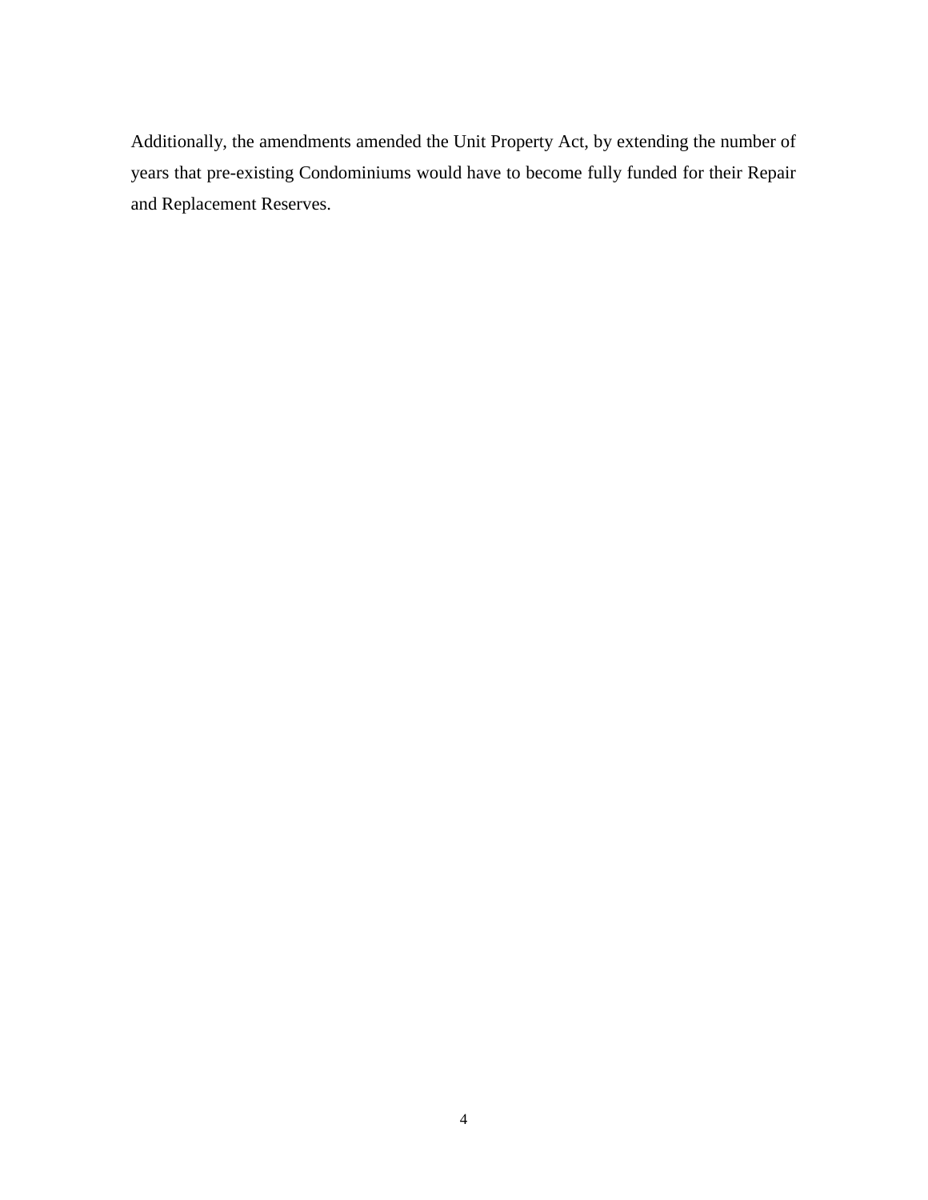Additionally, the amendments amended the Unit Property Act, by extending the number of years that pre-existing Condominiums would have to become fully funded for their Repair and Replacement Reserves.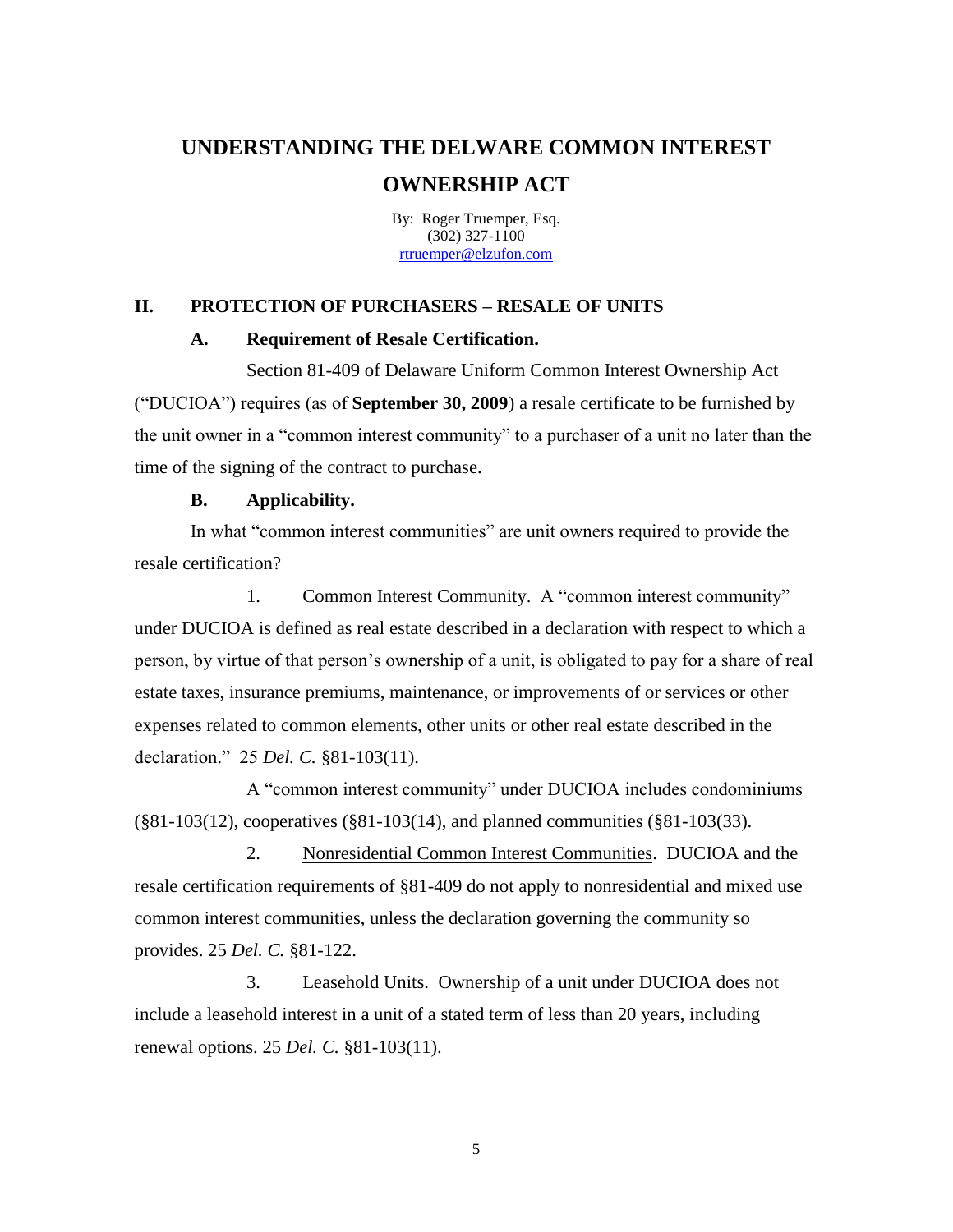# UNDERSTANDING THE DELWARE COMMON INTEREST OWNERSHIP ACT

By: Roger Truemper, Esq.
(302) 327-1100
rtruemper@elzufon.com

## II. PROTECTION OF PURCHASERS – RESALE OF UNITS

### A. Requirement of Resale Certification.

Section 81-409 of Delaware Uniform Common Interest Ownership Act ("DUCIOA") requires (as of **September 30, 2009**) a resale certificate to be furnished by the unit owner in a "common interest community" to a purchaser of a unit no later than the time of the signing of the contract to purchase.

### B. Applicability.

In what "common interest communities" are unit owners required to provide the resale certification?

1. Common Interest Community. A "common interest community" under DUCIOA is defined as real estate described in a declaration with respect to which a person, by virtue of that person's ownership of a unit, is obligated to pay for a share of real estate taxes, insurance premiums, maintenance, or improvements of or services or other expenses related to common elements, other units or other real estate described in the declaration." 25 *Del. C.* §81-103(11).

A "common interest community" under DUCIOA includes condominiums (§81-103(12), cooperatives (§81-103(14), and planned communities (§81-103(33).

2. Nonresidential Common Interest Communities. DUCIOA and the resale certification requirements of §81-409 do not apply to nonresidential and mixed use common interest communities, unless the declaration governing the community so provides. 25 *Del. C.* §81-122.

3. Leasehold Units. Ownership of a unit under DUCIOA does not include a leasehold interest in a unit of a stated term of less than 20 years, including renewal options. 25 *Del. C.* §81-103(11).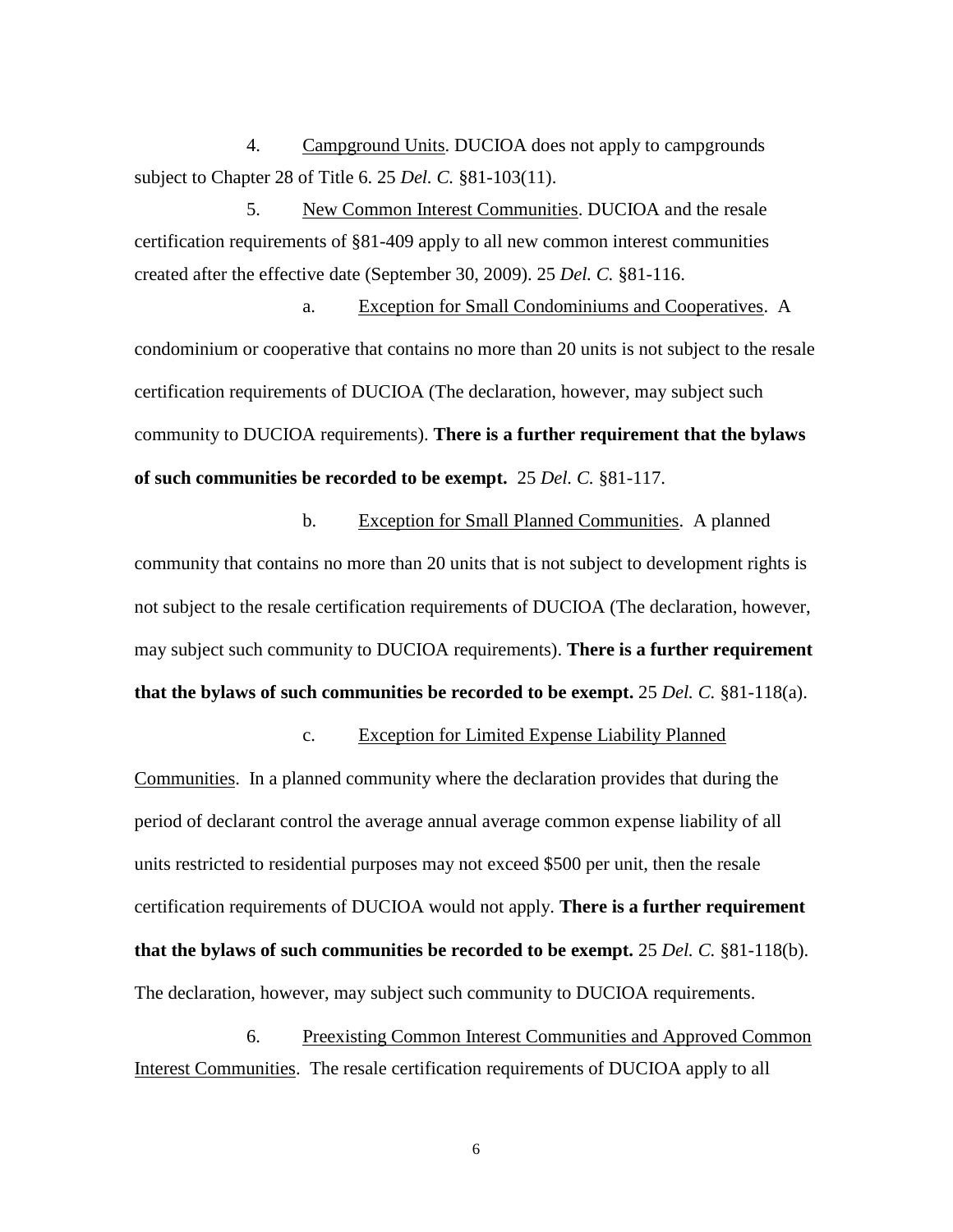4. Campground Units. DUCIOA does not apply to campgrounds subject to Chapter 28 of Title 6. 25 *Del. C.* §81-103(11).

5. New Common Interest Communities. DUCIOA and the resale certification requirements of §81-409 apply to all new common interest communities created after the effective date (September 30, 2009). 25 *Del. C.* §81-116.

a. Exception for Small Condominiums and Cooperatives. A condominium or cooperative that contains no more than 20 units is not subject to the resale certification requirements of DUCIOA (The declaration, however, may subject such community to DUCIOA requirements). **There is a further requirement that the bylaws of such communities be recorded to be exempt.** 25 *Del. C.* §81-117.

b. Exception for Small Planned Communities. A planned community that contains no more than 20 units that is not subject to development rights is not subject to the resale certification requirements of DUCIOA (The declaration, however, may subject such community to DUCIOA requirements). **There is a further requirement that the bylaws of such communities be recorded to be exempt.** 25 *Del. C.* §81-118(a).

c. Exception for Limited Expense Liability Planned Communities. In a planned community where the declaration provides that during the period of declarant control the average annual average common expense liability of all units restricted to residential purposes may not exceed $500 per unit, then the resale certification requirements of DUCIOA would not apply. **There is a further requirement that the bylaws of such communities be recorded to be exempt.** 25 *Del. C.* §81-118(b). The declaration, however, may subject such community to DUCIOA requirements.

6. Preexisting Common Interest Communities and Approved Common Interest Communities. The resale certification requirements of DUCIOA apply to all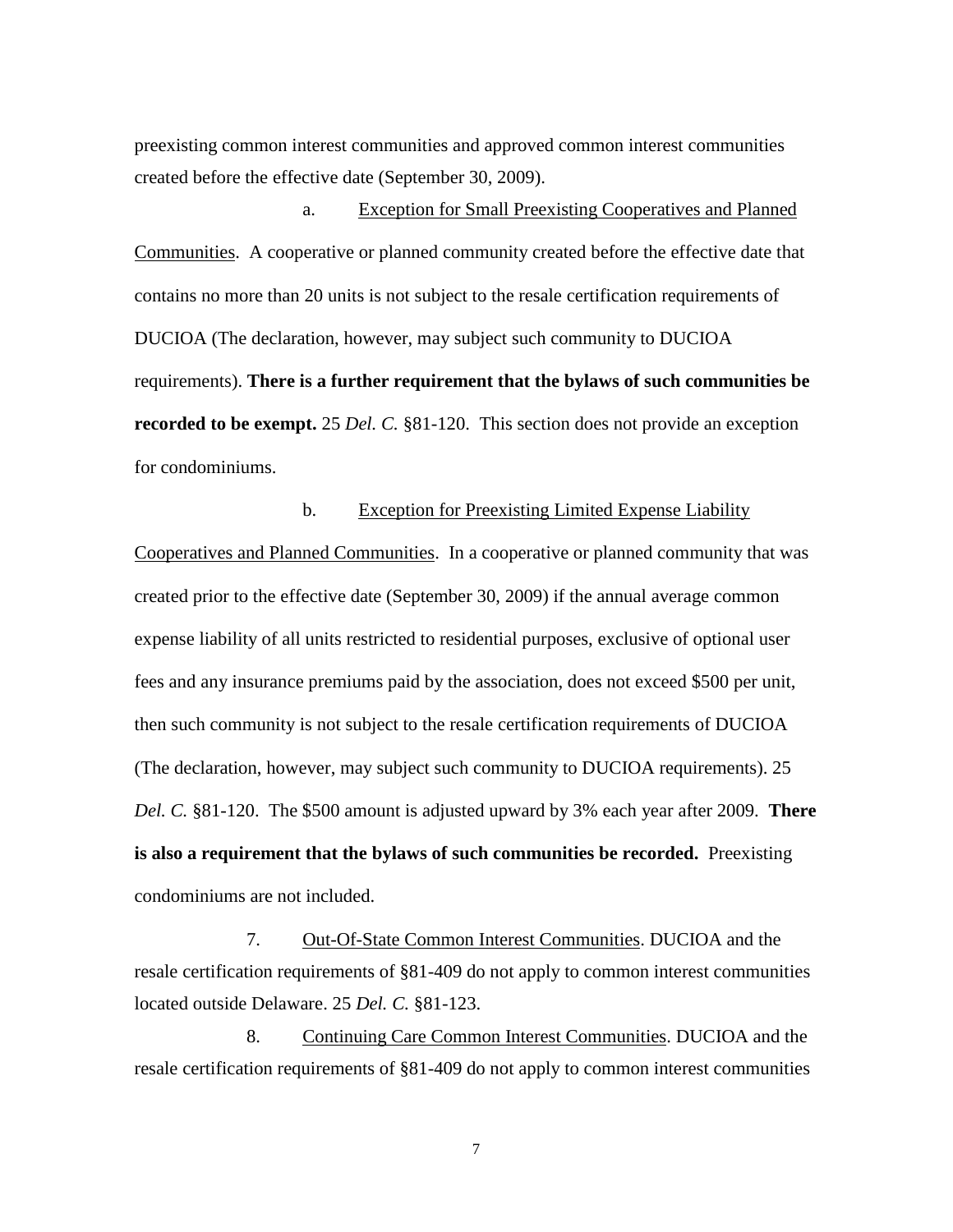preexisting common interest communities and approved common interest communities created before the effective date (September 30, 2009).

a. Exception for Small Preexisting Cooperatives and Planned Communities. A cooperative or planned community created before the effective date that contains no more than 20 units is not subject to the resale certification requirements of DUCIOA (The declaration, however, may subject such community to DUCIOA requirements). **There is a further requirement that the bylaws of such communities be recorded to be exempt.** 25 *Del. C.* §81-120. This section does not provide an exception for condominiums.

b. Exception for Preexisting Limited Expense Liability Cooperatives and Planned Communities. In a cooperative or planned community that was created prior to the effective date (September 30, 2009) if the annual average common expense liability of all units restricted to residential purposes, exclusive of optional user fees and any insurance premiums paid by the association, does not exceed $500 per unit, then such community is not subject to the resale certification requirements of DUCIOA (The declaration, however, may subject such community to DUCIOA requirements). 25 *Del. C.* §81-120. The $500 amount is adjusted upward by 3% each year after 2009. **There is also a requirement that the bylaws of such communities be recorded.** Preexisting condominiums are not included.

7. Out-Of-State Common Interest Communities. DUCIOA and the resale certification requirements of §81-409 do not apply to common interest communities located outside Delaware. 25 *Del. C.* §81-123.

8. Continuing Care Common Interest Communities. DUCIOA and the resale certification requirements of §81-409 do not apply to common interest communities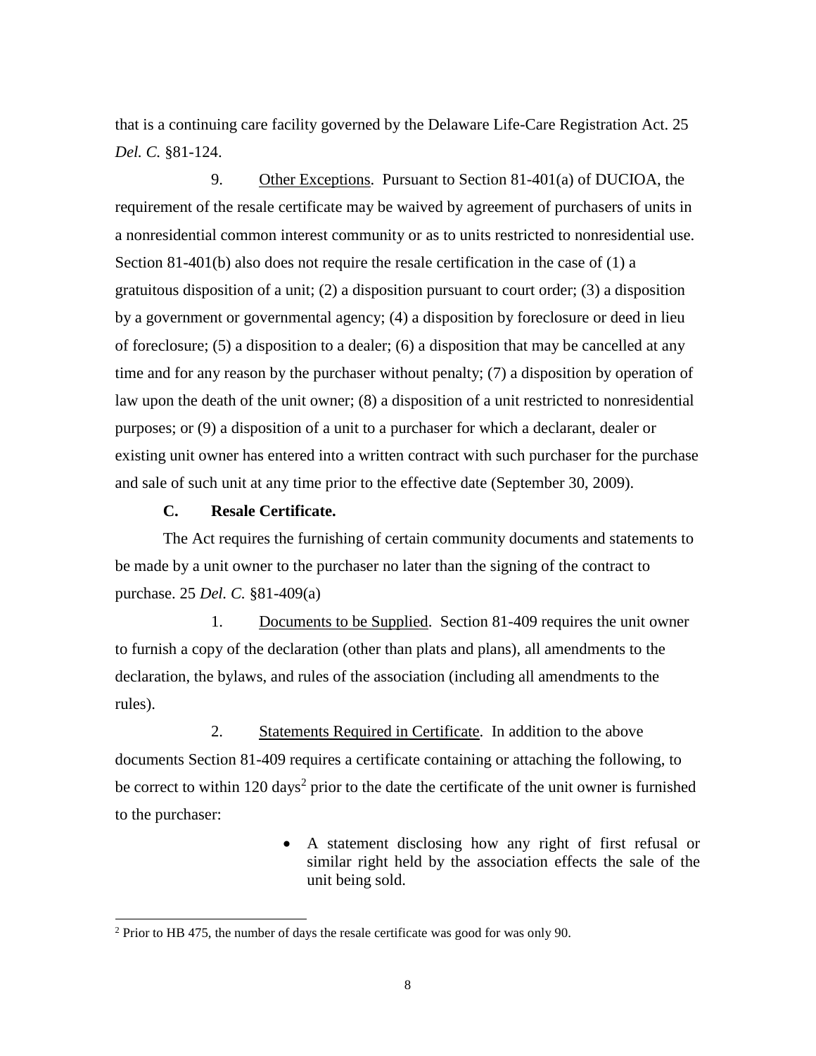that is a continuing care facility governed by the Delaware Life-Care Registration Act. 25 *Del. C.* §81-124.

9. Other Exceptions. Pursuant to Section 81-401(a) of DUCIOA, the requirement of the resale certificate may be waived by agreement of purchasers of units in a nonresidential common interest community or as to units restricted to nonresidential use. Section 81-401(b) also does not require the resale certification in the case of (1) a gratuitous disposition of a unit; (2) a disposition pursuant to court order; (3) a disposition by a government or governmental agency; (4) a disposition by foreclosure or deed in lieu of foreclosure; (5) a disposition to a dealer; (6) a disposition that may be cancelled at any time and for any reason by the purchaser without penalty; (7) a disposition by operation of law upon the death of the unit owner; (8) a disposition of a unit restricted to nonresidential purposes; or (9) a disposition of a unit to a purchaser for which a declarant, dealer or existing unit owner has entered into a written contract with such purchaser for the purchase and sale of such unit at any time prior to the effective date (September 30, 2009).

### C. Resale Certificate.

The Act requires the furnishing of certain community documents and statements to be made by a unit owner to the purchaser no later than the signing of the contract to purchase. 25 *Del. C.* §81-409(a)

1. Documents to be Supplied. Section 81-409 requires the unit owner to furnish a copy of the declaration (other than plats and plans), all amendments to the declaration, the bylaws, and rules of the association (including all amendments to the rules).

2. Statements Required in Certificate. In addition to the above documents Section 81-409 requires a certificate containing or attaching the following, to be correct to within 120 days[2] prior to the date the certificate of the unit owner is furnished to the purchaser:

- A statement disclosing how any right of first refusal or similar right held by the association effects the sale of the unit being sold.

[2] Prior to HB 475, the number of days the resale certificate was good for was only 90.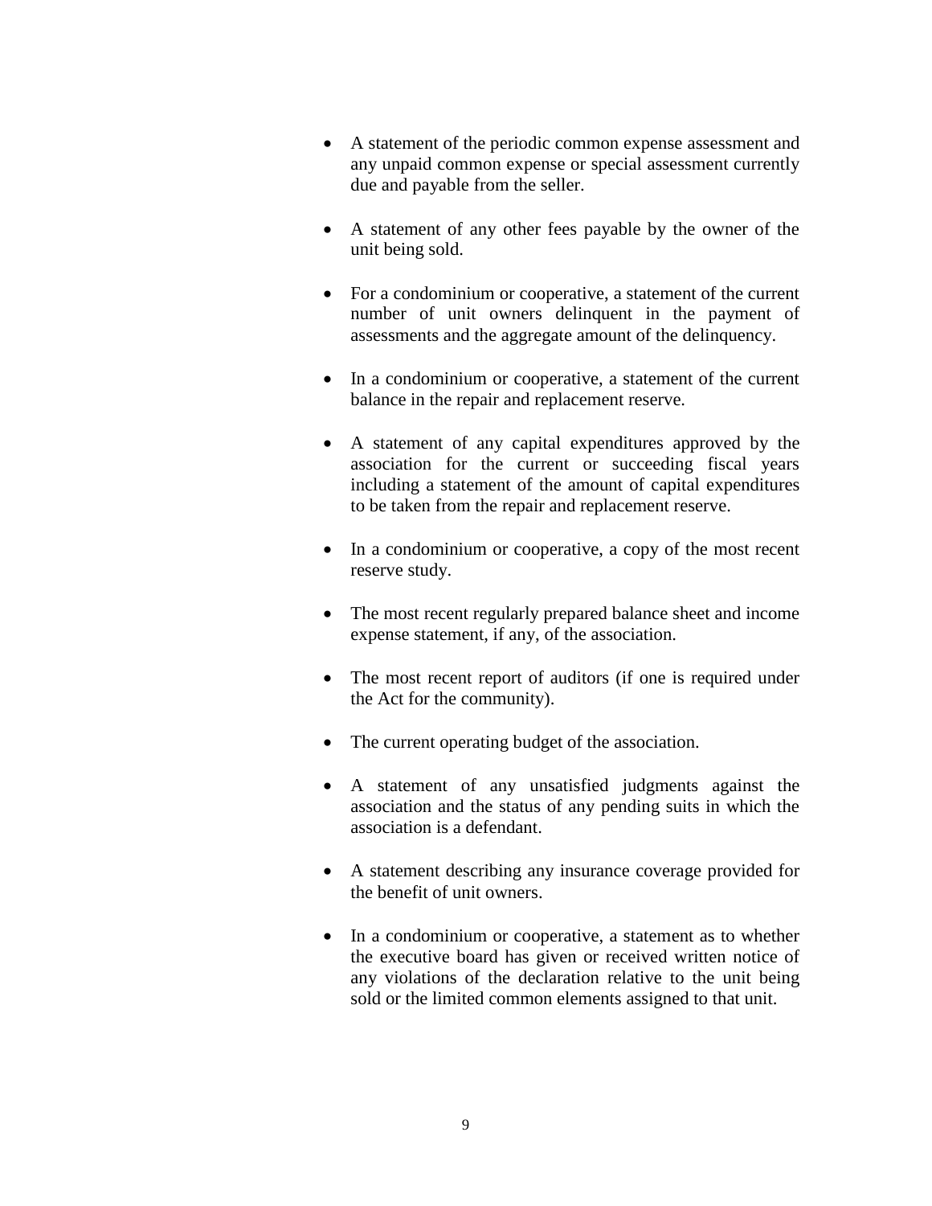- A statement of the periodic common expense assessment and any unpaid common expense or special assessment currently due and payable from the seller.

- A statement of any other fees payable by the owner of the unit being sold.

- For a condominium or cooperative, a statement of the current number of unit owners delinquent in the payment of assessments and the aggregate amount of the delinquency.

- In a condominium or cooperative, a statement of the current balance in the repair and replacement reserve.

- A statement of any capital expenditures approved by the association for the current or succeeding fiscal years including a statement of the amount of capital expenditures to be taken from the repair and replacement reserve.

- In a condominium or cooperative, a copy of the most recent reserve study.

- The most recent regularly prepared balance sheet and income expense statement, if any, of the association.

- The most recent report of auditors (if one is required under the Act for the community).

- The current operating budget of the association.

- A statement of any unsatisfied judgments against the association and the status of any pending suits in which the association is a defendant.

- A statement describing any insurance coverage provided for the benefit of unit owners.

- In a condominium or cooperative, a statement as to whether the executive board has given or received written notice of any violations of the declaration relative to the unit being sold or the limited common elements assigned to that unit.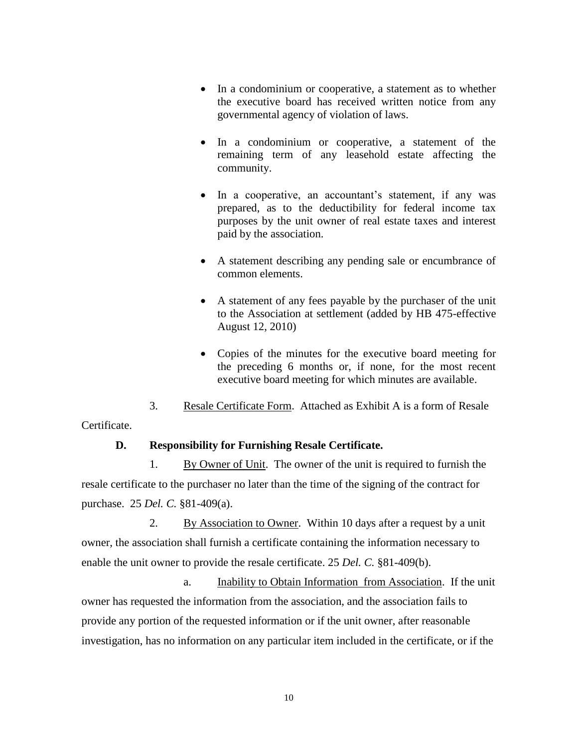- In a condominium or cooperative, a statement as to whether the executive board has received written notice from any governmental agency of violation of laws.

- In a condominium or cooperative, a statement of the remaining term of any leasehold estate affecting the community.

- In a cooperative, an accountant's statement, if any was prepared, as to the deductibility for federal income tax purposes by the unit owner of real estate taxes and interest paid by the association.

- A statement describing any pending sale or encumbrance of common elements.

- A statement of any fees payable by the purchaser of the unit to the Association at settlement (added by HB 475-effective August 12, 2010)

- Copies of the minutes for the executive board meeting for the preceding 6 months or, if none, for the most recent executive board meeting for which minutes are available.

3. Resale Certificate Form. Attached as Exhibit A is a form of Resale Certificate.

**D. Responsibility for Furnishing Resale Certificate.**

1. By Owner of Unit. The owner of the unit is required to furnish the resale certificate to the purchaser no later than the time of the signing of the contract for purchase. 25 *Del. C.* §81-409(a).

2. By Association to Owner. Within 10 days after a request by a unit owner, the association shall furnish a certificate containing the information necessary to enable the unit owner to provide the resale certificate. 25 *Del. C.* §81-409(b).

a. Inability to Obtain Information from Association. If the unit owner has requested the information from the association, and the association fails to provide any portion of the requested information or if the unit owner, after reasonable investigation, has no information on any particular item included in the certificate, or if the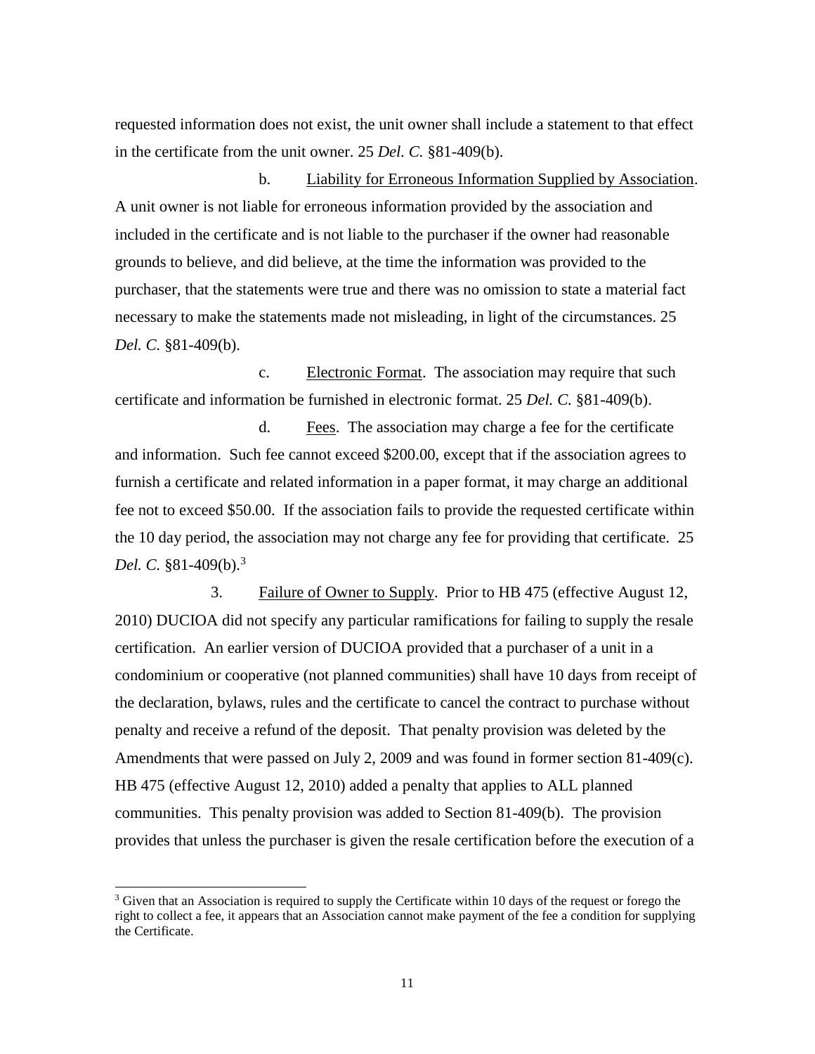requested information does not exist, the unit owner shall include a statement to that effect in the certificate from the unit owner. 25 *Del. C.* §81-409(b).

b. Liability for Erroneous Information Supplied by Association. A unit owner is not liable for erroneous information provided by the association and included in the certificate and is not liable to the purchaser if the owner had reasonable grounds to believe, and did believe, at the time the information was provided to the purchaser, that the statements were true and there was no omission to state a material fact necessary to make the statements made not misleading, in light of the circumstances. 25 *Del. C.* §81-409(b).

c. Electronic Format. The association may require that such certificate and information be furnished in electronic format. 25 *Del. C.* §81-409(b).

d. Fees. The association may charge a fee for the certificate and information. Such fee cannot exceed $200.00, except that if the association agrees to furnish a certificate and related information in a paper format, it may charge an additional fee not to exceed $50.00. If the association fails to provide the requested certificate within the 10 day period, the association may not charge any fee for providing that certificate. 25 *Del. C.* §81-409(b).[3]

3. Failure of Owner to Supply. Prior to HB 475 (effective August 12, 2010) DUCIOA did not specify any particular ramifications for failing to supply the resale certification. An earlier version of DUCIOA provided that a purchaser of a unit in a condominium or cooperative (not planned communities) shall have 10 days from receipt of the declaration, bylaws, rules and the certificate to cancel the contract to purchase without penalty and receive a refund of the deposit. That penalty provision was deleted by the Amendments that were passed on July 2, 2009 and was found in former section 81-409(c). HB 475 (effective August 12, 2010) added a penalty that applies to ALL planned communities. This penalty provision was added to Section 81-409(b). The provision provides that unless the purchaser is given the resale certification before the execution of a

[3] Given that an Association is required to supply the Certificate within 10 days of the request or forego the right to collect a fee, it appears that an Association cannot make payment of the fee a condition for supplying the Certificate.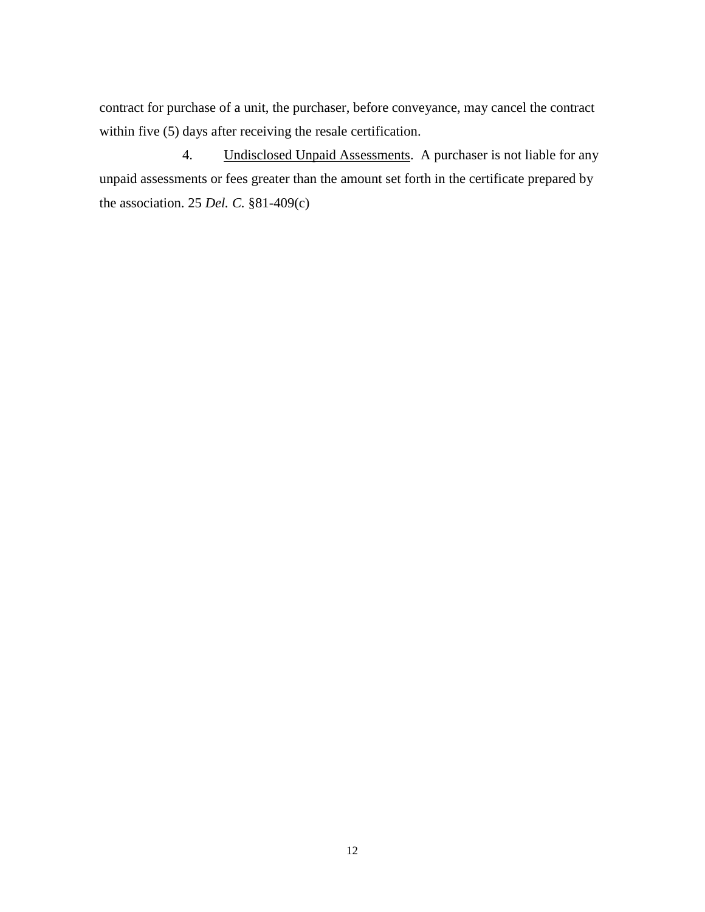contract for purchase of a unit, the purchaser, before conveyance, may cancel the contract within five (5) days after receiving the resale certification.

4. Undisclosed Unpaid Assessments. A purchaser is not liable for any unpaid assessments or fees greater than the amount set forth in the certificate prepared by the association. 25 *Del. C.* §81-409(c)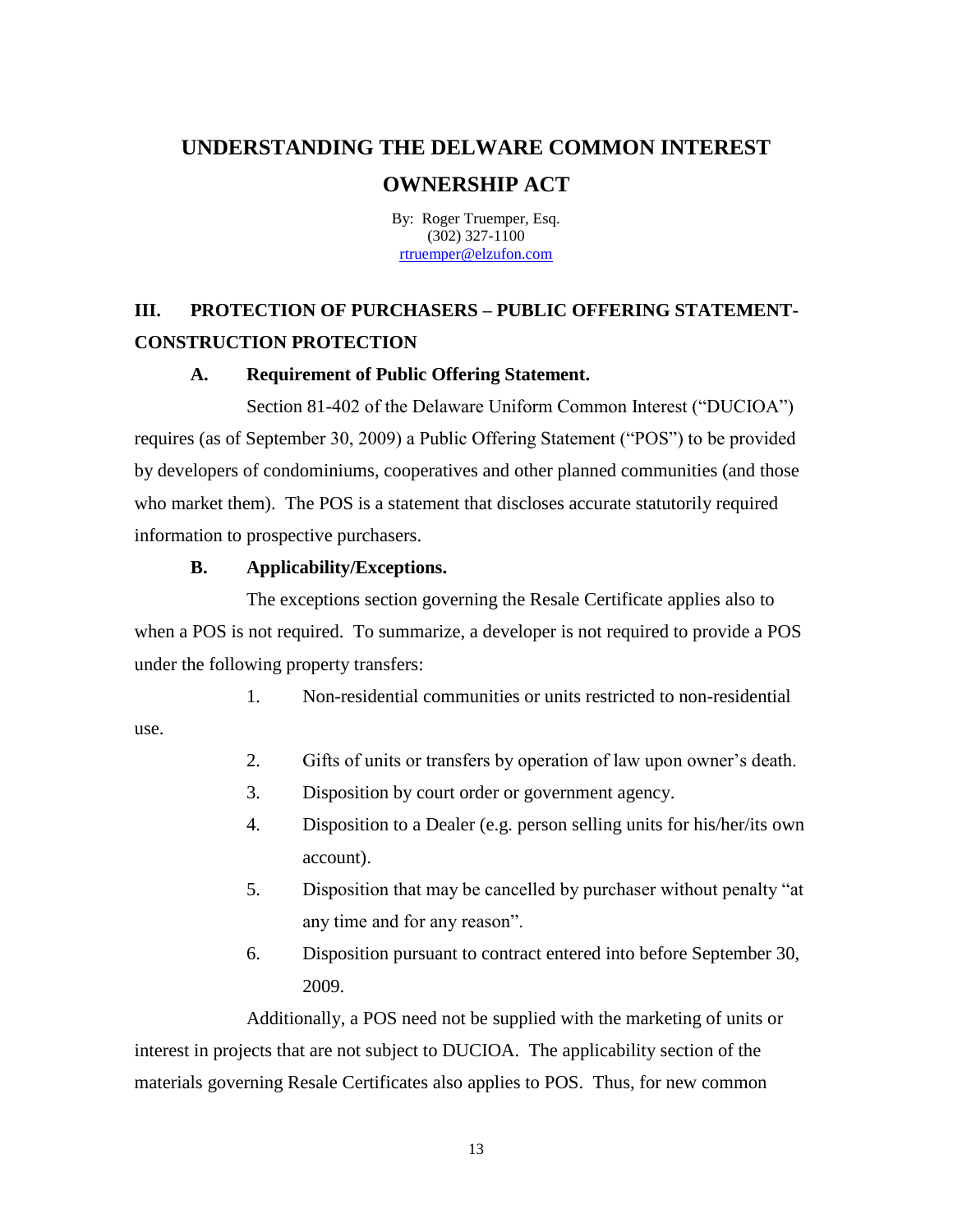# UNDERSTANDING THE DELWARE COMMON INTEREST OWNERSHIP ACT

By: Roger Truemper, Esq.
(302) 327-1100
rtruemper@elzufon.com

## III. PROTECTION OF PURCHASERS – PUBLIC OFFERING STATEMENT-CONSTRUCTION PROTECTION

### A. Requirement of Public Offering Statement.

Section 81-402 of the Delaware Uniform Common Interest ("DUCIOA") requires (as of September 30, 2009) a Public Offering Statement ("POS") to be provided by developers of condominiums, cooperatives and other planned communities (and those who market them). The POS is a statement that discloses accurate statutorily required information to prospective purchasers.

### B. Applicability/Exceptions.

The exceptions section governing the Resale Certificate applies also to when a POS is not required. To summarize, a developer is not required to provide a POS under the following property transfers:

1. Non-residential communities or units restricted to non-residential use.
2. Gifts of units or transfers by operation of law upon owner's death.
3. Disposition by court order or government agency.
4. Disposition to a Dealer (e.g. person selling units for his/her/its own account).
5. Disposition that may be cancelled by purchaser without penalty "at any time and for any reason".
6. Disposition pursuant to contract entered into before September 30, 2009.

Additionally, a POS need not be supplied with the marketing of units or interest in projects that are not subject to DUCIOA. The applicability section of the materials governing Resale Certificates also applies to POS. Thus, for new common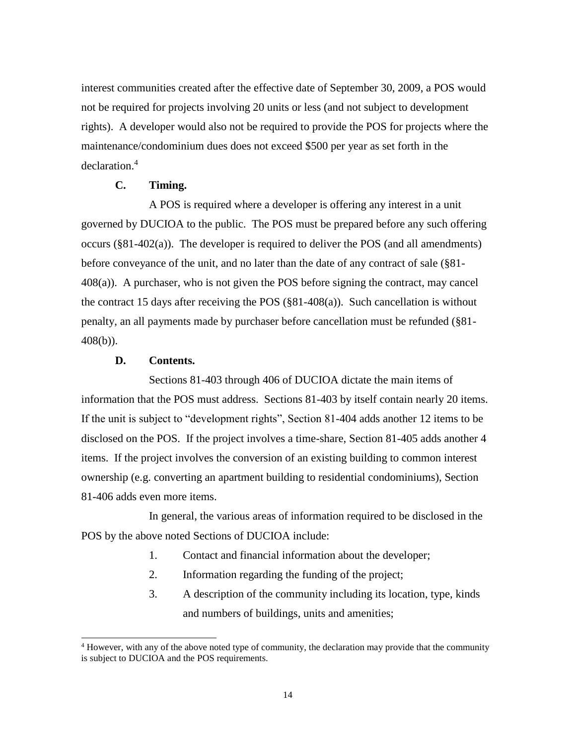interest communities created after the effective date of September 30, 2009, a POS would not be required for projects involving 20 units or less (and not subject to development rights). A developer would also not be required to provide the POS for projects where the maintenance/condominium dues does not exceed $500 per year as set forth in the declaration.[4]

**C. Timing.**

A POS is required where a developer is offering any interest in a unit governed by DUCIOA to the public. The POS must be prepared before any such offering occurs (§81-402(a)). The developer is required to deliver the POS (and all amendments) before conveyance of the unit, and no later than the date of any contract of sale (§81-408(a)). A purchaser, who is not given the POS before signing the contract, may cancel the contract 15 days after receiving the POS (§81-408(a)). Such cancellation is without penalty, an all payments made by purchaser before cancellation must be refunded (§81-408(b)).

**D. Contents.**

Sections 81-403 through 406 of DUCIOA dictate the main items of information that the POS must address. Sections 81-403 by itself contain nearly 20 items. If the unit is subject to "development rights", Section 81-404 adds another 12 items to be disclosed on the POS. If the project involves a time-share, Section 81-405 adds another 4 items. If the project involves the conversion of an existing building to common interest ownership (e.g. converting an apartment building to residential condominiums), Section 81-406 adds even more items.

In general, the various areas of information required to be disclosed in the POS by the above noted Sections of DUCIOA include:

1. Contact and financial information about the developer;
2. Information regarding the funding of the project;
3. A description of the community including its location, type, kinds and numbers of buildings, units and amenities;

[4] However, with any of the above noted type of community, the declaration may provide that the community is subject to DUCIOA and the POS requirements.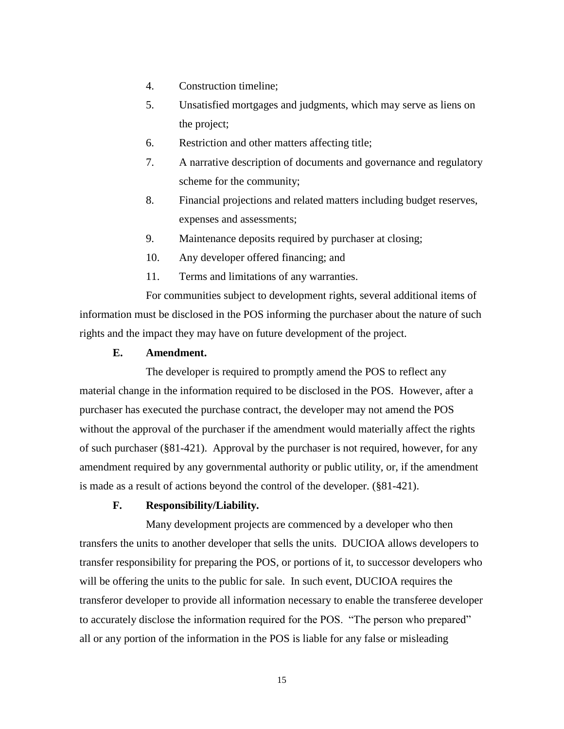4. Construction timeline;
5. Unsatisfied mortgages and judgments, which may serve as liens on the project;
6. Restriction and other matters affecting title;
7. A narrative description of documents and governance and regulatory scheme for the community;
8. Financial projections and related matters including budget reserves, expenses and assessments;
9. Maintenance deposits required by purchaser at closing;
10. Any developer offered financing; and
11. Terms and limitations of any warranties.

For communities subject to development rights, several additional items of information must be disclosed in the POS informing the purchaser about the nature of such rights and the impact they may have on future development of the project.

**E. Amendment.**

The developer is required to promptly amend the POS to reflect any material change in the information required to be disclosed in the POS. However, after a purchaser has executed the purchase contract, the developer may not amend the POS without the approval of the purchaser if the amendment would materially affect the rights of such purchaser (§81-421). Approval by the purchaser is not required, however, for any amendment required by any governmental authority or public utility, or, if the amendment is made as a result of actions beyond the control of the developer. (§81-421).

**F. Responsibility/Liability.**

Many development projects are commenced by a developer who then transfers the units to another developer that sells the units. DUCIOA allows developers to transfer responsibility for preparing the POS, or portions of it, to successor developers who will be offering the units to the public for sale. In such event, DUCIOA requires the transferor developer to provide all information necessary to enable the transferee developer to accurately disclose the information required for the POS. "The person who prepared" all or any portion of the information in the POS is liable for any false or misleading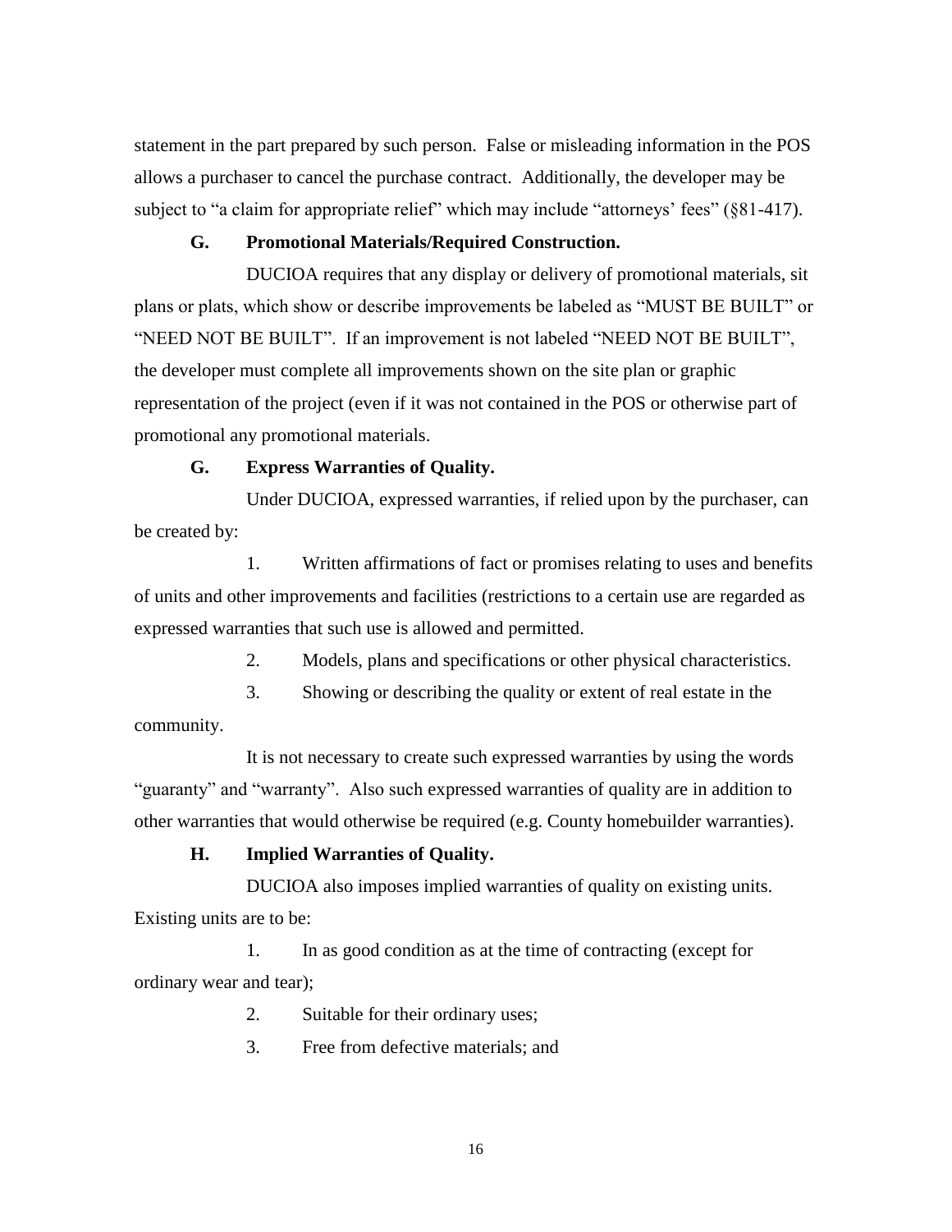statement in the part prepared by such person. False or misleading information in the POS allows a purchaser to cancel the purchase contract. Additionally, the developer may be subject to "a claim for appropriate relief" which may include "attorneys' fees" (§81-417).

**G. Promotional Materials/Required Construction.**

DUCIOA requires that any display or delivery of promotional materials, sit plans or plats, which show or describe improvements be labeled as "MUST BE BUILT" or "NEED NOT BE BUILT". If an improvement is not labeled "NEED NOT BE BUILT", the developer must complete all improvements shown on the site plan or graphic representation of the project (even if it was not contained in the POS or otherwise part of promotional any promotional materials.

**G. Express Warranties of Quality.**

Under DUCIOA, expressed warranties, if relied upon by the purchaser, can be created by:

1. Written affirmations of fact or promises relating to uses and benefits of units and other improvements and facilities (restrictions to a certain use are regarded as expressed warranties that such use is allowed and permitted.
2. Models, plans and specifications or other physical characteristics.
3. Showing or describing the quality or extent of real estate in the community.

It is not necessary to create such expressed warranties by using the words "guaranty" and "warranty". Also such expressed warranties of quality are in addition to other warranties that would otherwise be required (e.g. County homebuilder warranties).

**H. Implied Warranties of Quality.**

DUCIOA also imposes implied warranties of quality on existing units. Existing units are to be:

1. In as good condition as at the time of contracting (except for ordinary wear and tear);
2. Suitable for their ordinary uses;
3. Free from defective materials; and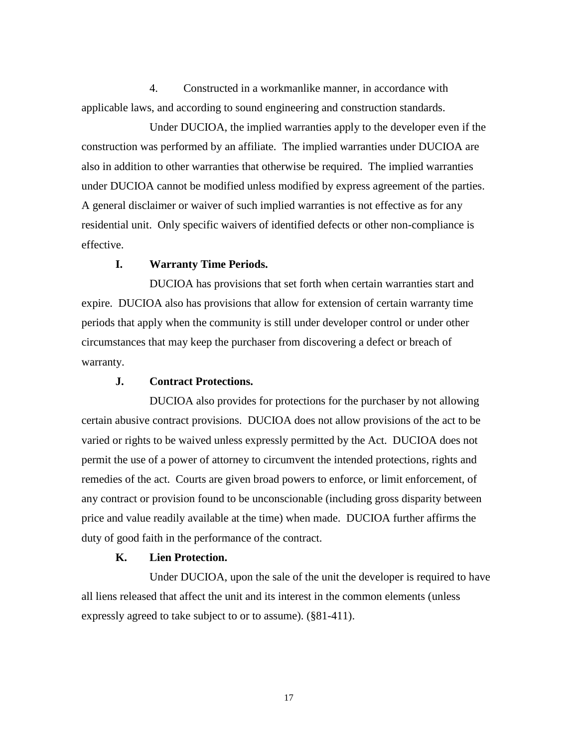4. Constructed in a workmanlike manner, in accordance with applicable laws, and according to sound engineering and construction standards.

Under DUCIOA, the implied warranties apply to the developer even if the construction was performed by an affiliate. The implied warranties under DUCIOA are also in addition to other warranties that otherwise be required. The implied warranties under DUCIOA cannot be modified unless modified by express agreement of the parties. A general disclaimer or waiver of such implied warranties is not effective as for any residential unit. Only specific waivers of identified defects or other non-compliance is effective.

### I. Warranty Time Periods.

DUCIOA has provisions that set forth when certain warranties start and expire. DUCIOA also has provisions that allow for extension of certain warranty time periods that apply when the community is still under developer control or under other circumstances that may keep the purchaser from discovering a defect or breach of warranty.

### J. Contract Protections.

DUCIOA also provides for protections for the purchaser by not allowing certain abusive contract provisions. DUCIOA does not allow provisions of the act to be varied or rights to be waived unless expressly permitted by the Act. DUCIOA does not permit the use of a power of attorney to circumvent the intended protections, rights and remedies of the act. Courts are given broad powers to enforce, or limit enforcement, of any contract or provision found to be unconscionable (including gross disparity between price and value readily available at the time) when made. DUCIOA further affirms the duty of good faith in the performance of the contract.

### K. Lien Protection.

Under DUCIOA, upon the sale of the unit the developer is required to have all liens released that affect the unit and its interest in the common elements (unless expressly agreed to take subject to or to assume). (§81-411).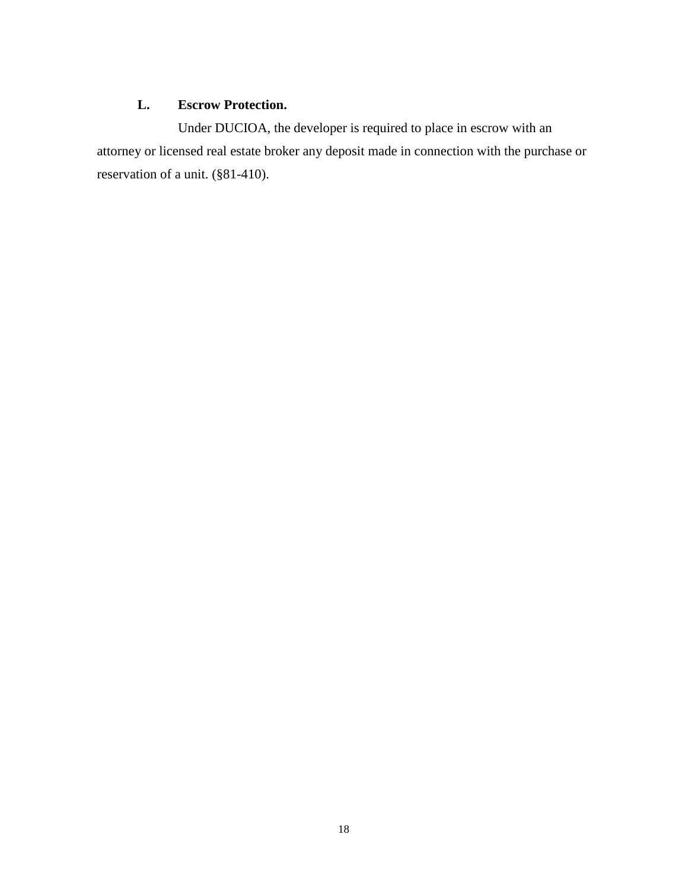### L. Escrow Protection.

Under DUCIOA, the developer is required to place in escrow with an attorney or licensed real estate broker any deposit made in connection with the purchase or reservation of a unit. (§81-410).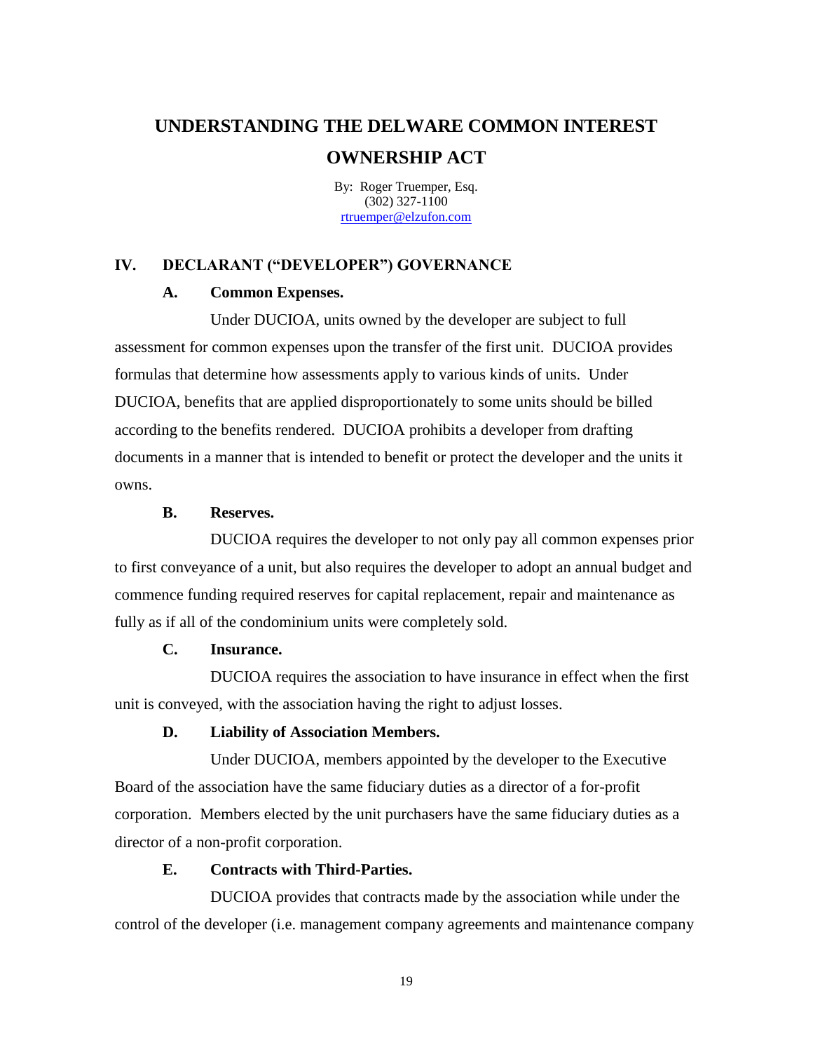# UNDERSTANDING THE DELWARE COMMON INTEREST OWNERSHIP ACT

By: Roger Truemper, Esq.
(302) 327-1100
rtruemper@elzufon.com

## IV. DECLARANT ("DEVELOPER") GOVERNANCE

### A. Common Expenses.

Under DUCIOA, units owned by the developer are subject to full assessment for common expenses upon the transfer of the first unit. DUCIOA provides formulas that determine how assessments apply to various kinds of units. Under DUCIOA, benefits that are applied disproportionately to some units should be billed according to the benefits rendered. DUCIOA prohibits a developer from drafting documents in a manner that is intended to benefit or protect the developer and the units it owns.

### B. Reserves.

DUCIOA requires the developer to not only pay all common expenses prior to first conveyance of a unit, but also requires the developer to adopt an annual budget and commence funding required reserves for capital replacement, repair and maintenance as fully as if all of the condominium units were completely sold.

### C. Insurance.

DUCIOA requires the association to have insurance in effect when the first unit is conveyed, with the association having the right to adjust losses.

### D. Liability of Association Members.

Under DUCIOA, members appointed by the developer to the Executive Board of the association have the same fiduciary duties as a director of a for-profit corporation. Members elected by the unit purchasers have the same fiduciary duties as a director of a non-profit corporation.

### E. Contracts with Third-Parties.

DUCIOA provides that contracts made by the association while under the control of the developer (i.e. management company agreements and maintenance company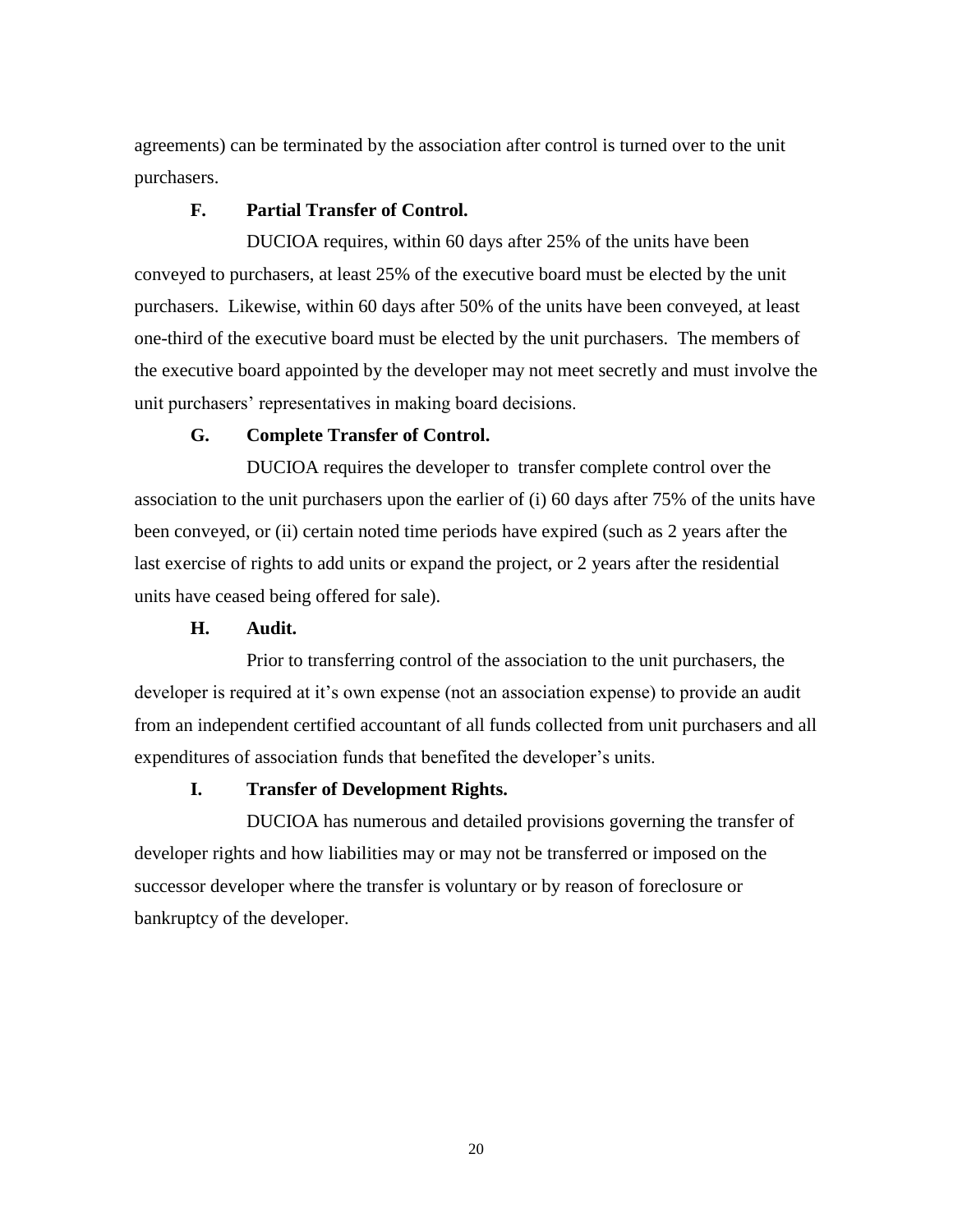agreements) can be terminated by the association after control is turned over to the unit purchasers.

### F. Partial Transfer of Control.

DUCIOA requires, within 60 days after 25% of the units have been conveyed to purchasers, at least 25% of the executive board must be elected by the unit purchasers. Likewise, within 60 days after 50% of the units have been conveyed, at least one-third of the executive board must be elected by the unit purchasers. The members of the executive board appointed by the developer may not meet secretly and must involve the unit purchasers' representatives in making board decisions.

### G. Complete Transfer of Control.

DUCIOA requires the developer to transfer complete control over the association to the unit purchasers upon the earlier of (i) 60 days after 75% of the units have been conveyed, or (ii) certain noted time periods have expired (such as 2 years after the last exercise of rights to add units or expand the project, or 2 years after the residential units have ceased being offered for sale).

### H. Audit.

Prior to transferring control of the association to the unit purchasers, the developer is required at it's own expense (not an association expense) to provide an audit from an independent certified accountant of all funds collected from unit purchasers and all expenditures of association funds that benefited the developer's units.

### I. Transfer of Development Rights.

DUCIOA has numerous and detailed provisions governing the transfer of developer rights and how liabilities may or may not be transferred or imposed on the successor developer where the transfer is voluntary or by reason of foreclosure or bankruptcy of the developer.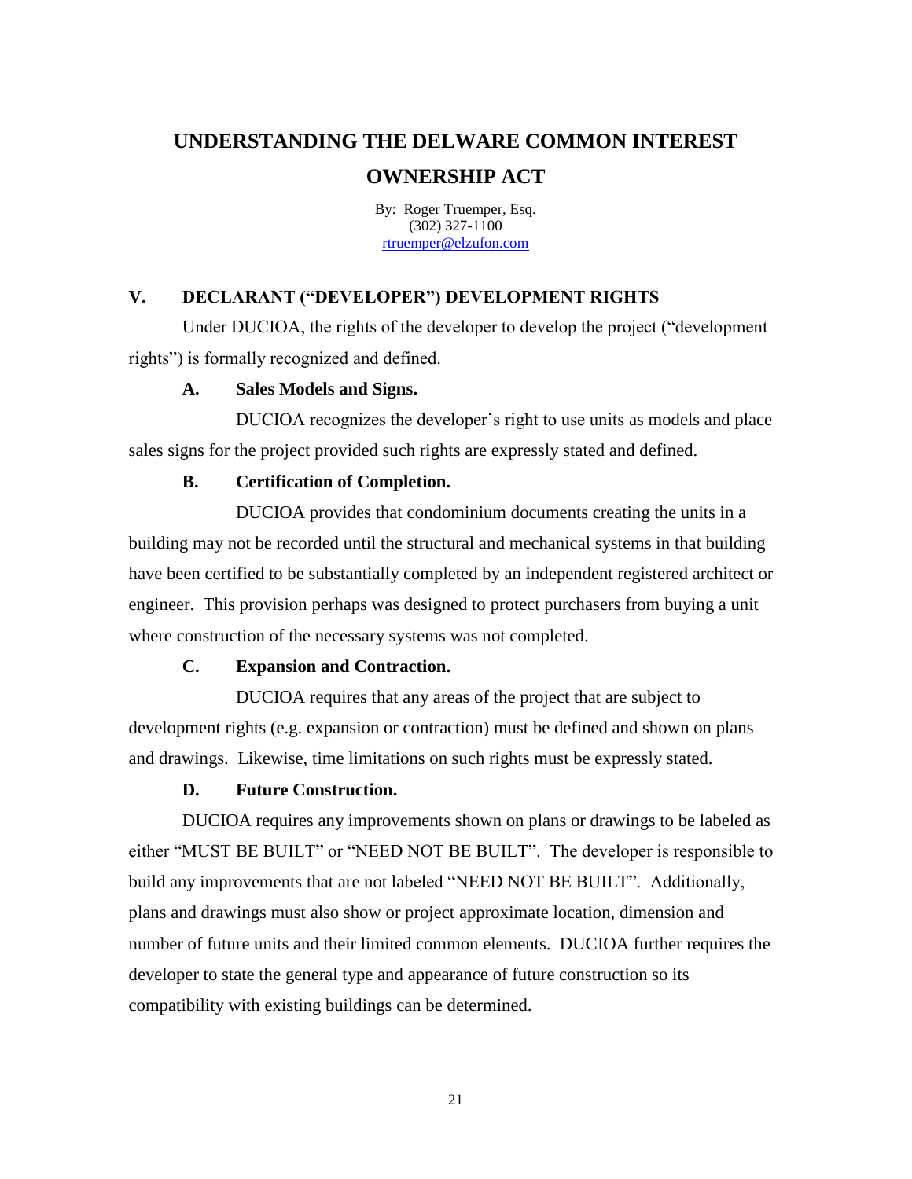# UNDERSTANDING THE DELWARE COMMON INTEREST OWNERSHIP ACT

By: Roger Truemper, Esq.
(302) 327-1100
rtruemper@elzufon.com

## V. DECLARANT ("DEVELOPER") DEVELOPMENT RIGHTS

Under DUCIOA, the rights of the developer to develop the project ("development rights") is formally recognized and defined.

### A. Sales Models and Signs.

DUCIOA recognizes the developer's right to use units as models and place sales signs for the project provided such rights are expressly stated and defined.

### B. Certification of Completion.

DUCIOA provides that condominium documents creating the units in a building may not be recorded until the structural and mechanical systems in that building have been certified to be substantially completed by an independent registered architect or engineer. This provision perhaps was designed to protect purchasers from buying a unit where construction of the necessary systems was not completed.

### C. Expansion and Contraction.

DUCIOA requires that any areas of the project that are subject to development rights (e.g. expansion or contraction) must be defined and shown on plans and drawings. Likewise, time limitations on such rights must be expressly stated.

### D. Future Construction.

DUCIOA requires any improvements shown on plans or drawings to be labeled as either "MUST BE BUILT" or "NEED NOT BE BUILT". The developer is responsible to build any improvements that are not labeled "NEED NOT BE BUILT". Additionally, plans and drawings must also show or project approximate location, dimension and number of future units and their limited common elements. DUCIOA further requires the developer to state the general type and appearance of future construction so its compatibility with existing buildings can be determined.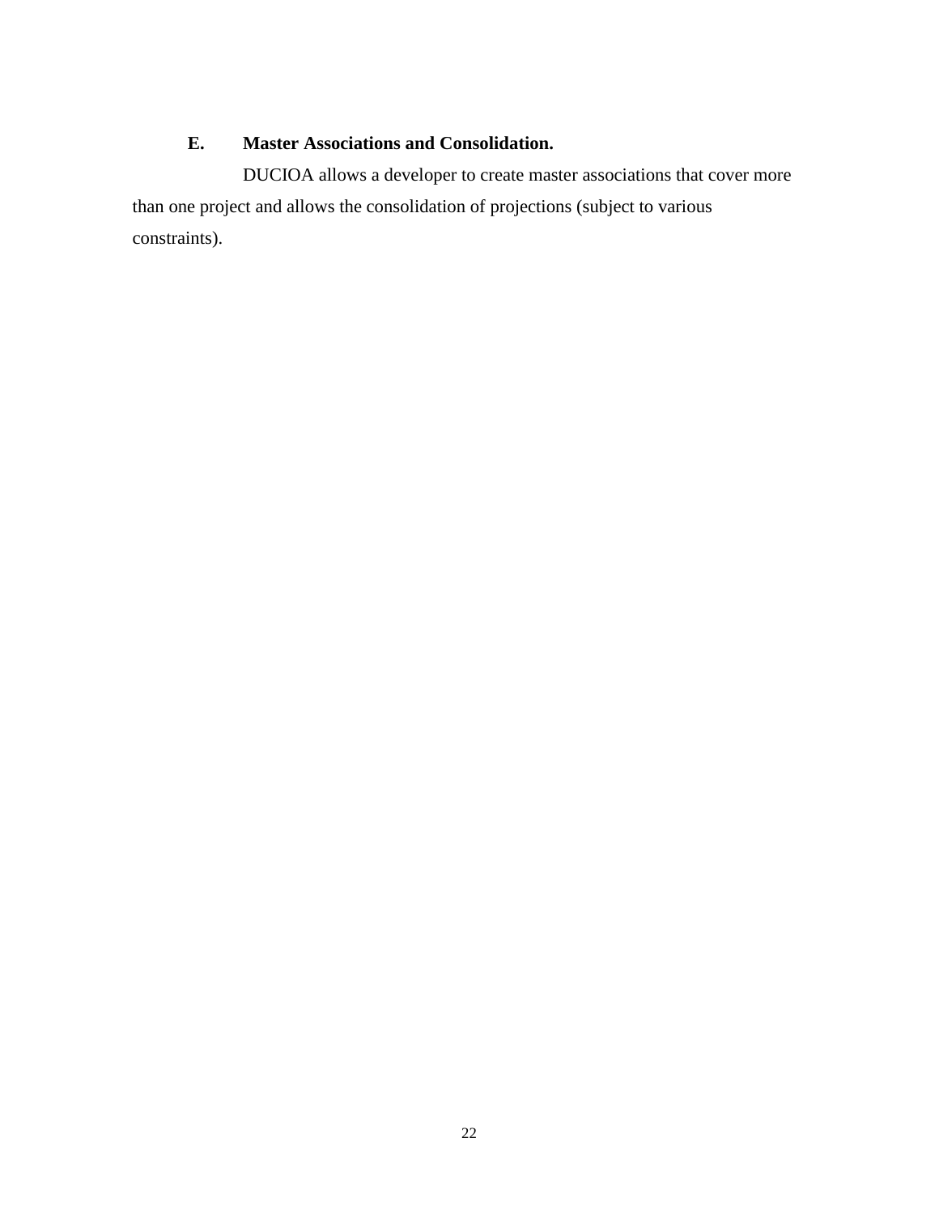### E. Master Associations and Consolidation.

DUCIOA allows a developer to create master associations that cover more than one project and allows the consolidation of projections (subject to various constraints).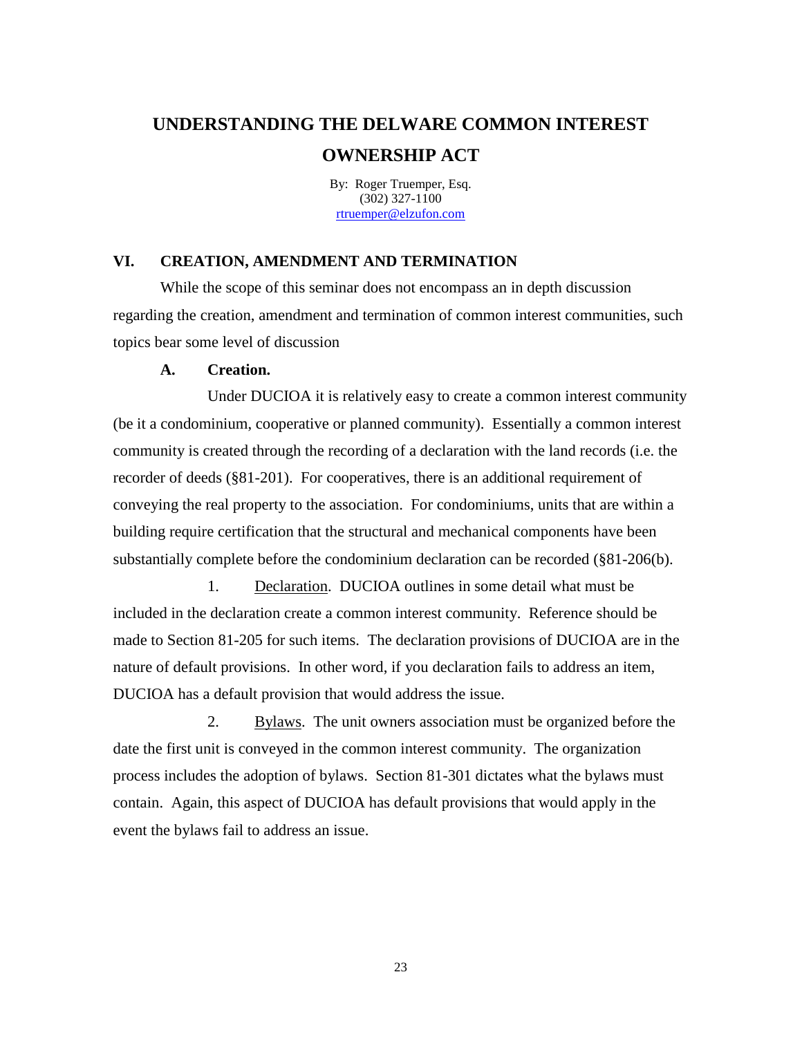# UNDERSTANDING THE DELWARE COMMON INTEREST OWNERSHIP ACT

By: Roger Truemper, Esq.
(302) 327-1100
rtruemper@elzufon.com

## VI. CREATION, AMENDMENT AND TERMINATION

While the scope of this seminar does not encompass an in depth discussion regarding the creation, amendment and termination of common interest communities, such topics bear some level of discussion

### A. Creation.

Under DUCIOA it is relatively easy to create a common interest community (be it a condominium, cooperative or planned community). Essentially a common interest community is created through the recording of a declaration with the land records (i.e. the recorder of deeds (§81-201). For cooperatives, there is an additional requirement of conveying the real property to the association. For condominiums, units that are within a building require certification that the structural and mechanical components have been substantially complete before the condominium declaration can be recorded (§81-206(b).

1. Declaration. DUCIOA outlines in some detail what must be included in the declaration create a common interest community. Reference should be made to Section 81-205 for such items. The declaration provisions of DUCIOA are in the nature of default provisions. In other word, if you declaration fails to address an item, DUCIOA has a default provision that would address the issue.

2. Bylaws. The unit owners association must be organized before the date the first unit is conveyed in the common interest community. The organization process includes the adoption of bylaws. Section 81-301 dictates what the bylaws must contain. Again, this aspect of DUCIOA has default provisions that would apply in the event the bylaws fail to address an issue.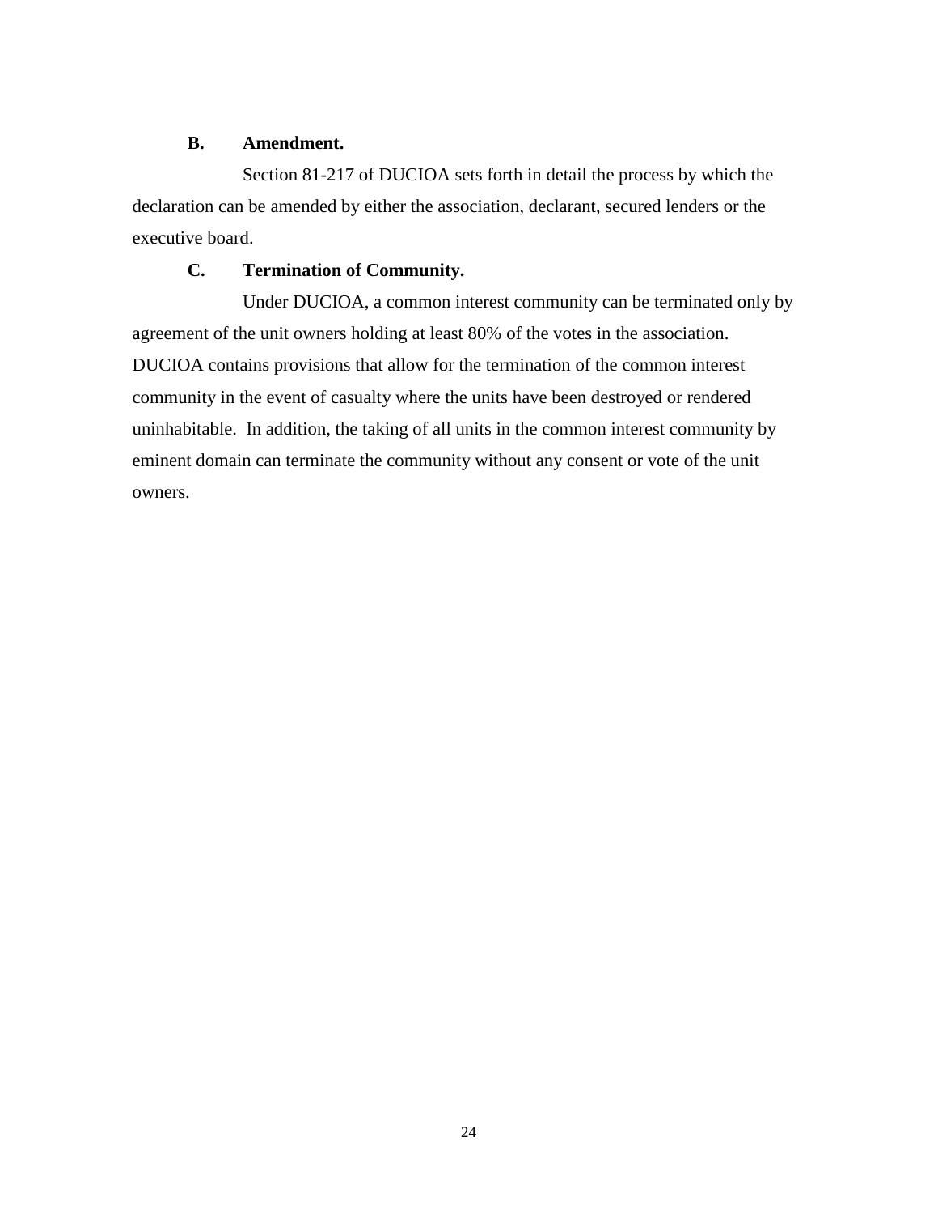### B. Amendment.

Section 81-217 of DUCIOA sets forth in detail the process by which the declaration can be amended by either the association, declarant, secured lenders or the executive board.

### C. Termination of Community.

Under DUCIOA, a common interest community can be terminated only by agreement of the unit owners holding at least 80% of the votes in the association. DUCIOA contains provisions that allow for the termination of the common interest community in the event of casualty where the units have been destroyed or rendered uninhabitable. In addition, the taking of all units in the common interest community by eminent domain can terminate the community without any consent or vote of the unit owners.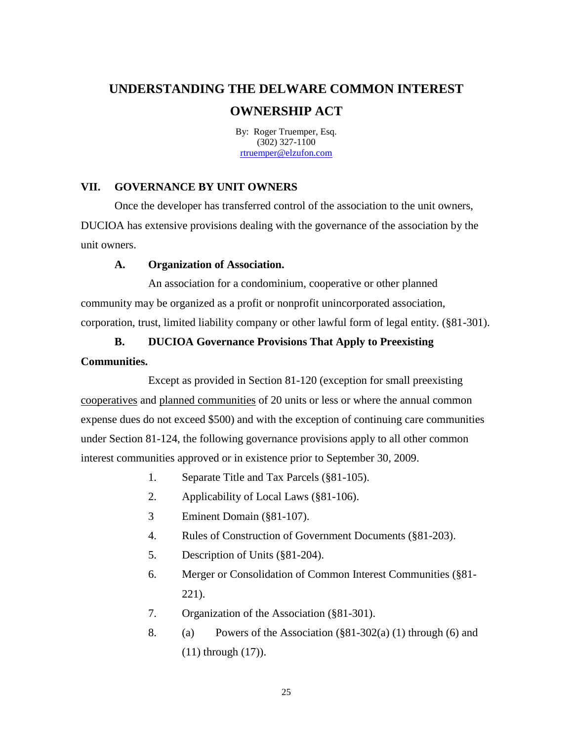# UNDERSTANDING THE DELWARE COMMON INTEREST OWNERSHIP ACT

By: Roger Truemper, Esq.
(302) 327-1100
rtruemper@elzufon.com

## VII. GOVERNANCE BY UNIT OWNERS

Once the developer has transferred control of the association to the unit owners, DUCIOA has extensive provisions dealing with the governance of the association by the unit owners.

### A. Organization of Association.

An association for a condominium, cooperative or other planned community may be organized as a profit or nonprofit unincorporated association, corporation, trust, limited liability company or other lawful form of legal entity. (§81-301).

### B. DUCIOA Governance Provisions That Apply to Preexisting Communities.

Except as provided in Section 81-120 (exception for small preexisting cooperatives and planned communities of 20 units or less or where the annual common expense dues do not exceed $500) and with the exception of continuing care communities under Section 81-124, the following governance provisions apply to all other common interest communities approved or in existence prior to September 30, 2009.

1. Separate Title and Tax Parcels (§81-105).
2. Applicability of Local Laws (§81-106).
3 Eminent Domain (§81-107).
4. Rules of Construction of Government Documents (§81-203).
5. Description of Units (§81-204).
6. Merger or Consolidation of Common Interest Communities (§81-221).
7. Organization of the Association (§81-301).
8. (a) Powers of the Association (§81-302(a) (1) through (6) and (11) through (17)).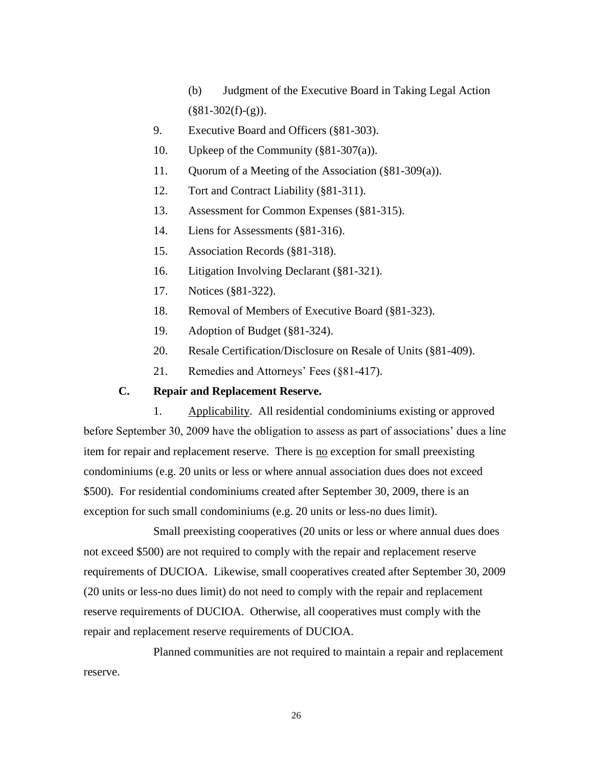(b) Judgment of the Executive Board in Taking Legal Action (§81-302(f)-(g)).

9. Executive Board and Officers (§81-303).

10. Upkeep of the Community (§81-307(a)).

11. Quorum of a Meeting of the Association (§81-309(a)).

12. Tort and Contract Liability (§81-311).

13. Assessment for Common Expenses (§81-315).

14. Liens for Assessments (§81-316).

15. Association Records (§81-318).

16. Litigation Involving Declarant (§81-321).

17. Notices (§81-322).

18. Removal of Members of Executive Board (§81-323).

19. Adoption of Budget (§81-324).

20. Resale Certification/Disclosure on Resale of Units (§81-409).

21. Remedies and Attorneys' Fees (§81-417).

### C. Repair and Replacement Reserve.

1. Applicability. All residential condominiums existing or approved before September 30, 2009 have the obligation to assess as part of associations' dues a line item for repair and replacement reserve. There is no exception for small preexisting condominiums (e.g. 20 units or less or where annual association dues does not exceed \$500). For residential condominiums created after September 30, 2009, there is an exception for such small condominiums (e.g. 20 units or less-no dues limit).

Small preexisting cooperatives (20 units or less or where annual dues does not exceed \$500) are not required to comply with the repair and replacement reserve requirements of DUCIOA. Likewise, small cooperatives created after September 30, 2009 (20 units or less-no dues limit) do not need to comply with the repair and replacement reserve requirements of DUCIOA. Otherwise, all cooperatives must comply with the repair and replacement reserve requirements of DUCIOA.

Planned communities are not required to maintain a repair and replacement reserve.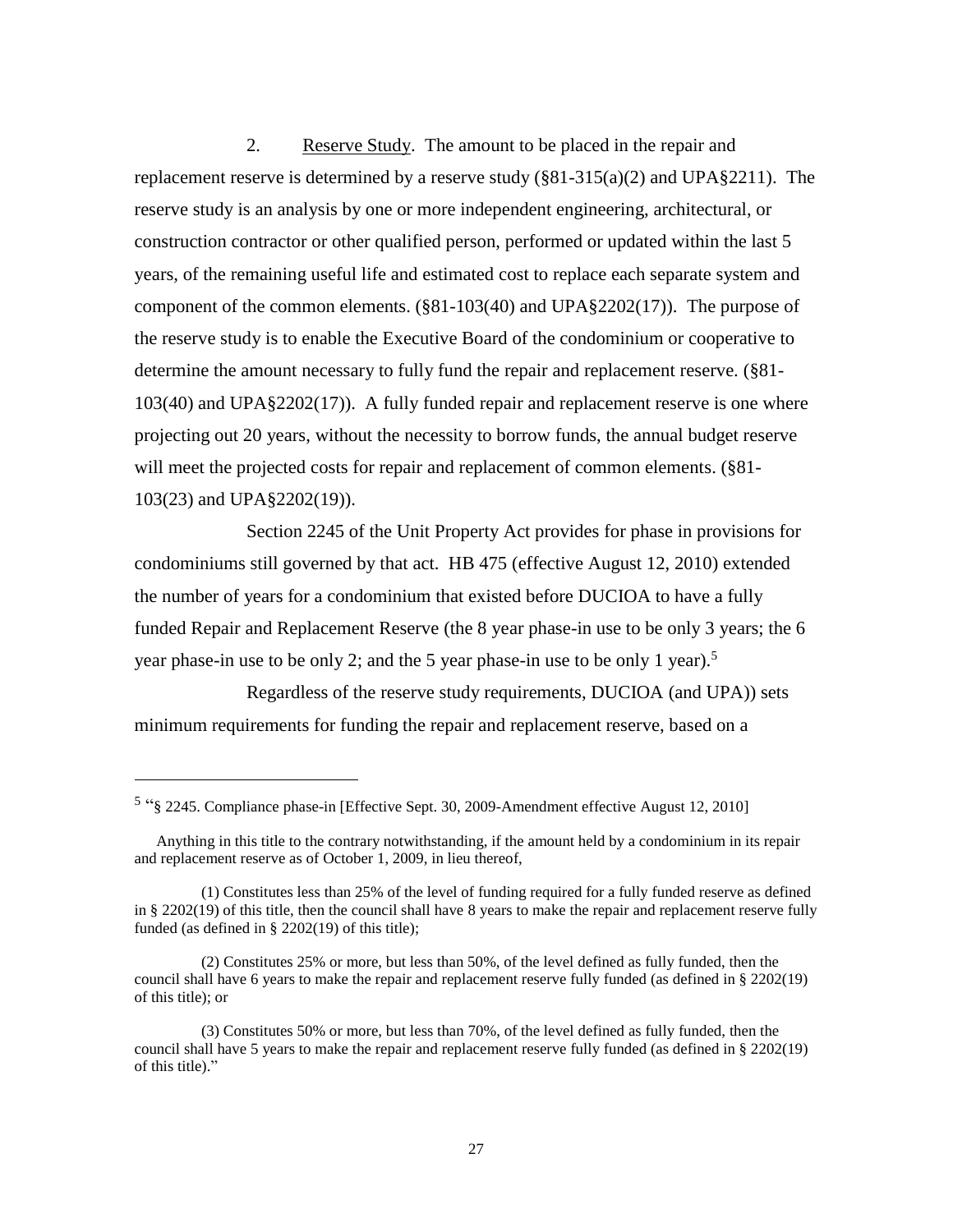2. Reserve Study. The amount to be placed in the repair and replacement reserve is determined by a reserve study (§81-315(a)(2) and UPA§2211). The reserve study is an analysis by one or more independent engineering, architectural, or construction contractor or other qualified person, performed or updated within the last 5 years, of the remaining useful life and estimated cost to replace each separate system and component of the common elements. (§81-103(40) and UPA§2202(17)). The purpose of the reserve study is to enable the Executive Board of the condominium or cooperative to determine the amount necessary to fully fund the repair and replacement reserve. (§81-103(40) and UPA§2202(17)). A fully funded repair and replacement reserve is one where projecting out 20 years, without the necessity to borrow funds, the annual budget reserve will meet the projected costs for repair and replacement of common elements. (§81-103(23) and UPA§2202(19)).

Section 2245 of the Unit Property Act provides for phase in provisions for condominiums still governed by that act. HB 475 (effective August 12, 2010) extended the number of years for a condominium that existed before DUCIOA to have a fully funded Repair and Replacement Reserve (the 8 year phase-in use to be only 3 years; the 6 year phase-in use to be only 2; and the 5 year phase-in use to be only 1 year).[5]

Regardless of the reserve study requirements, DUCIOA (and UPA)) sets minimum requirements for funding the repair and replacement reserve, based on a

---

[5] "§ 2245. Compliance phase-in [Effective Sept. 30, 2009-Amendment effective August 12, 2010]

Anything in this title to the contrary notwithstanding, if the amount held by a condominium in its repair and replacement reserve as of October 1, 2009, in lieu thereof,

(1) Constitutes less than 25% of the level of funding required for a fully funded reserve as defined in § 2202(19) of this title, then the council shall have 8 years to make the repair and replacement reserve fully funded (as defined in § 2202(19) of this title);

(2) Constitutes 25% or more, but less than 50%, of the level defined as fully funded, then the council shall have 6 years to make the repair and replacement reserve fully funded (as defined in § 2202(19) of this title); or

(3) Constitutes 50% or more, but less than 70%, of the level defined as fully funded, then the council shall have 5 years to make the repair and replacement reserve fully funded (as defined in § 2202(19) of this title)."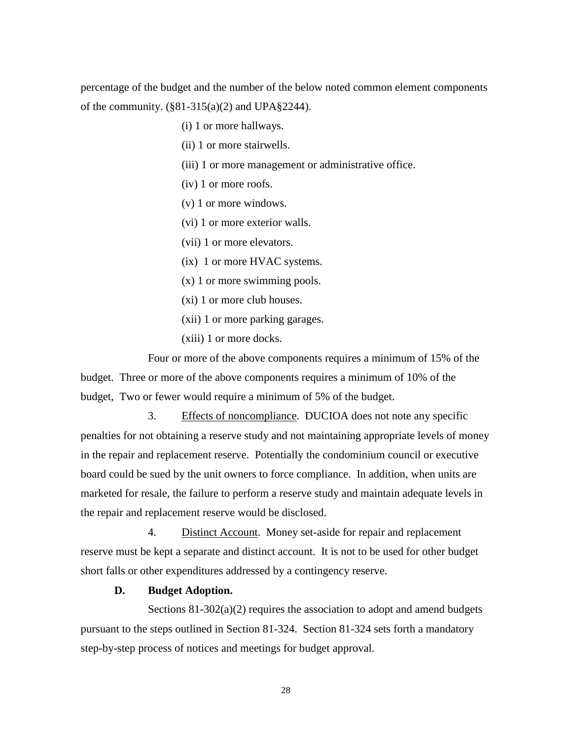percentage of the budget and the number of the below noted common element components of the community. (§81-315(a)(2) and UPA§2244).

(i) 1 or more hallways.

(ii) 1 or more stairwells.

(iii) 1 or more management or administrative office.

(iv) 1 or more roofs.

(v) 1 or more windows.

(vi) 1 or more exterior walls.

(vii) 1 or more elevators.

(ix) 1 or more HVAC systems.

(x) 1 or more swimming pools.

(xi) 1 or more club houses.

(xii) 1 or more parking garages.

(xiii) 1 or more docks.

Four or more of the above components requires a minimum of 15% of the budget. Three or more of the above components requires a minimum of 10% of the budget, Two or fewer would require a minimum of 5% of the budget.

3. Effects of noncompliance. DUCIOA does not note any specific penalties for not obtaining a reserve study and not maintaining appropriate levels of money in the repair and replacement reserve. Potentially the condominium council or executive board could be sued by the unit owners to force compliance. In addition, when units are marketed for resale, the failure to perform a reserve study and maintain adequate levels in the repair and replacement reserve would be disclosed.

4. Distinct Account. Money set-aside for repair and replacement reserve must be kept a separate and distinct account. It is not to be used for other budget short falls or other expenditures addressed by a contingency reserve.

**D. Budget Adoption.**

Sections 81-302(a)(2) requires the association to adopt and amend budgets pursuant to the steps outlined in Section 81-324. Section 81-324 sets forth a mandatory step-by-step process of notices and meetings for budget approval.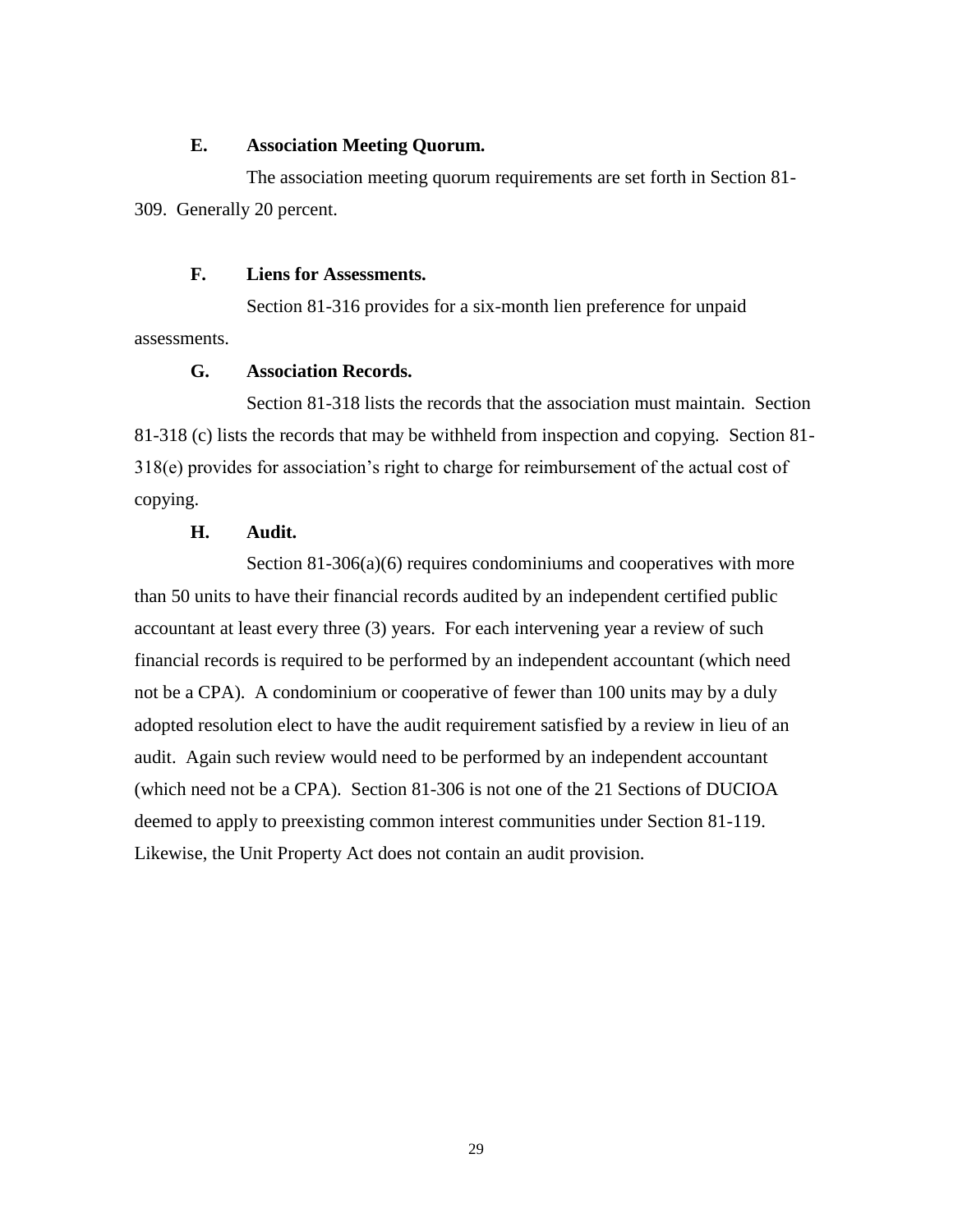### E. Association Meeting Quorum.

The association meeting quorum requirements are set forth in Section 81-309. Generally 20 percent.

### F. Liens for Assessments.

Section 81-316 provides for a six-month lien preference for unpaid assessments.

### G. Association Records.

Section 81-318 lists the records that the association must maintain. Section 81-318 (c) lists the records that may be withheld from inspection and copying. Section 81-318(e) provides for association's right to charge for reimbursement of the actual cost of copying.

### H. Audit.

Section 81-306(a)(6) requires condominiums and cooperatives with more than 50 units to have their financial records audited by an independent certified public accountant at least every three (3) years. For each intervening year a review of such financial records is required to be performed by an independent accountant (which need not be a CPA). A condominium or cooperative of fewer than 100 units may by a duly adopted resolution elect to have the audit requirement satisfied by a review in lieu of an audit. Again such review would need to be performed by an independent accountant (which need not be a CPA). Section 81-306 is not one of the 21 Sections of DUCIOA deemed to apply to preexisting common interest communities under Section 81-119. Likewise, the Unit Property Act does not contain an audit provision.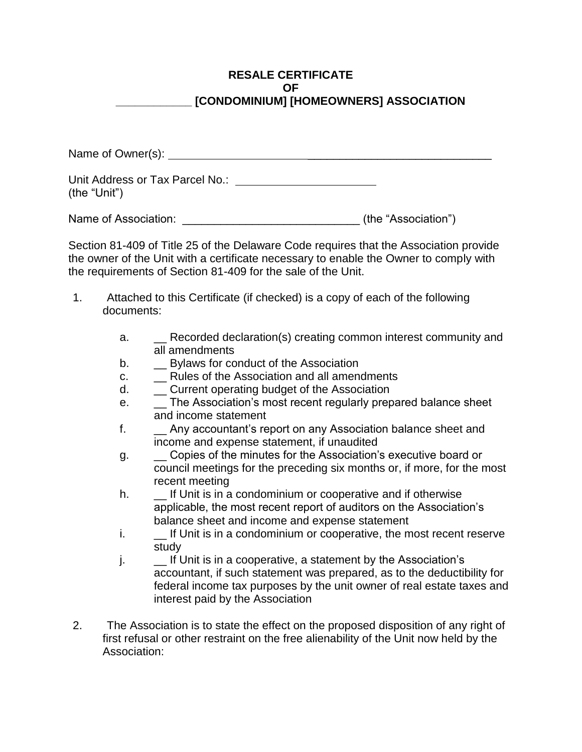**RESALE CERTIFICATE**
**OF**
**___________ [CONDOMINIUM] [HOMEOWNERS] ASSOCIATION**

Name of Owner(s): ____________________________________________________

Unit Address or Tax Parcel No.: ______________________
(the "Unit")

Name of Association: ___________________________ (the "Association")

Section 81-409 of Title 25 of the Delaware Code requires that the Association provide the owner of the Unit with a certificate necessary to enable the Owner to comply with the requirements of Section 81-409 for the sale of the Unit.

1. Attached to this Certificate (if checked) is a copy of each of the following documents:

   a. __ Recorded declaration(s) creating common interest community and all amendments
   b. __ Bylaws for conduct of the Association
   c. __ Rules of the Association and all amendments
   d. __ Current operating budget of the Association
   e. __ The Association's most recent regularly prepared balance sheet and income statement
   f. __ Any accountant's report on any Association balance sheet and income and expense statement, if unaudited
   g. __ Copies of the minutes for the Association's executive board or council meetings for the preceding six months or, if more, for the most recent meeting
   h. __ If Unit is in a condominium or cooperative and if otherwise applicable, the most recent report of auditors on the Association's balance sheet and income and expense statement
   i. __ If Unit is in a condominium or cooperative, the most recent reserve study
   j. __ If Unit is in a cooperative, a statement by the Association's accountant, if such statement was prepared, as to the deductibility for federal income tax purposes by the unit owner of real estate taxes and interest paid by the Association

2. The Association is to state the effect on the proposed disposition of any right of first refusal or other restraint on the free alienability of the Unit now held by the Association: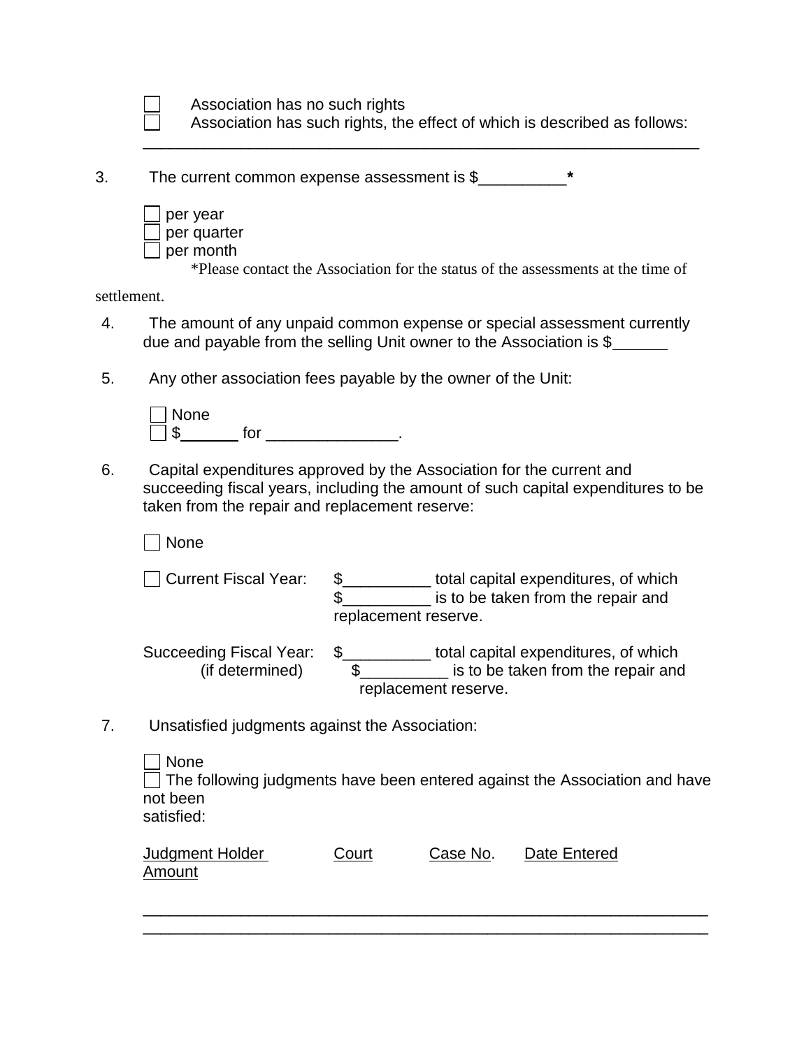☐ Association has no such rights
☐ Association has such rights, the effect of which is described as follows:
_______________________________________________________________

3. The current common expense assessment is $__________*

☐ per year
☐ per quarter
☐ per month

*Please contact the Association for the status of the assessments at the time of settlement.

4. The amount of any unpaid common expense or special assessment currently due and payable from the selling Unit owner to the Association is $______

5. Any other association fees payable by the owner of the Unit:

☐ None
☐ $______ for _______________.

6. Capital expenditures approved by the Association for the current and succeeding fiscal years, including the amount of such capital expenditures to be taken from the repair and replacement reserve:

☐ None

☐ Current Fiscal Year: $__________ total capital expenditures, of which $__________ is to be taken from the repair and replacement reserve.

Succeeding Fiscal Year: (if determined) $__________ total capital expenditures, of which $__________ is to be taken from the repair and replacement reserve.

7. Unsatisfied judgments against the Association:

☐ None
☐ The following judgments have been entered against the Association and have not been satisfied:

| Judgment Holder | Court | Case No. | Date Entered | Amount |
|---|---|---|---|---|
| | | | | |

_______________________________________________________________
_______________________________________________________________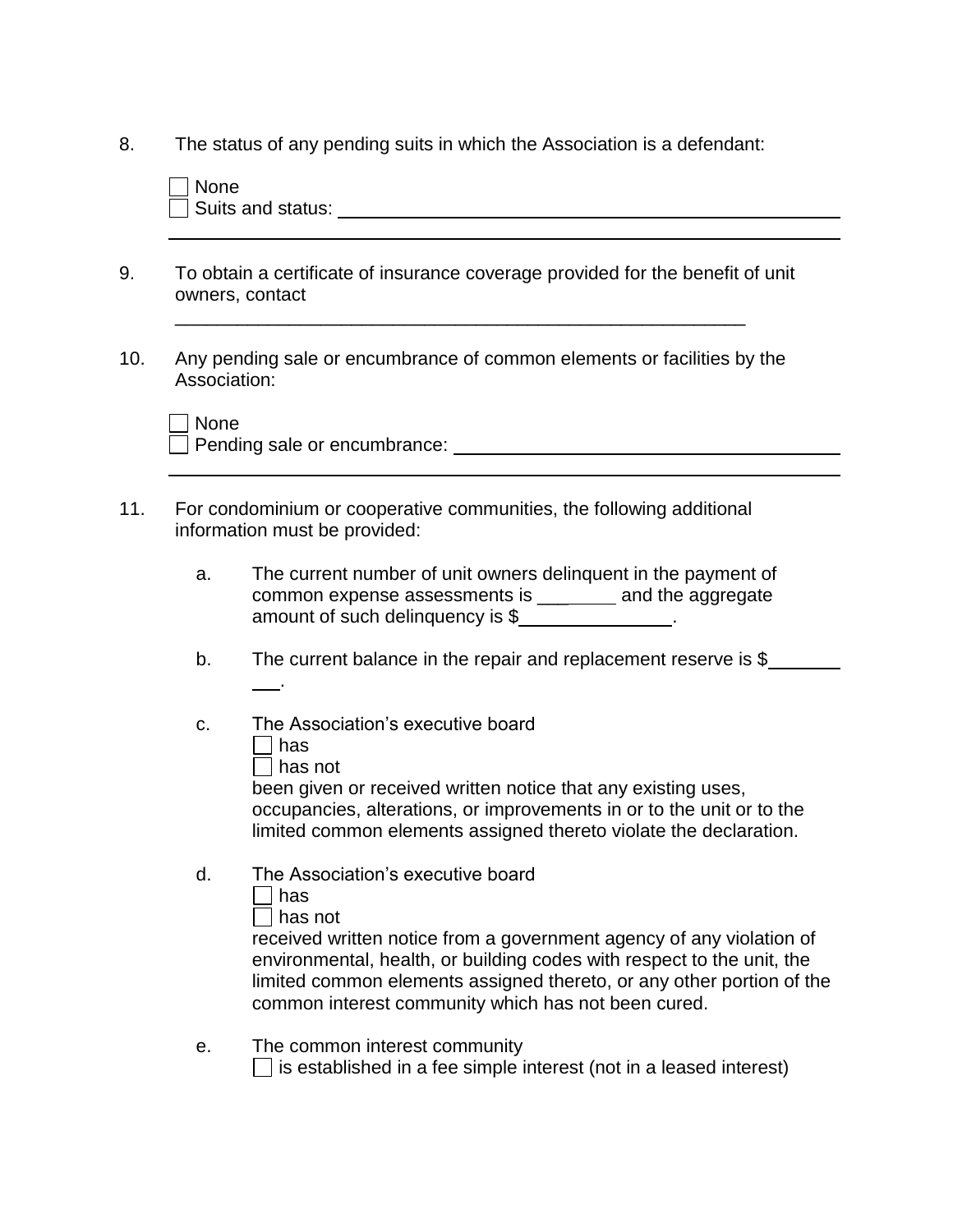8. The status of any pending suits in which the Association is a defendant:

   ☐ None
   ☐ Suits and status: ______________________________________________
   ____________________________________________________________

9. To obtain a certificate of insurance coverage provided for the benefit of unit owners, contact

   ____________________________________________________________

10. Any pending sale or encumbrance of common elements or facilities by the Association:

    ☐ None
    ☐ Pending sale or encumbrance: ___________________________________
    ____________________________________________________________

11. For condominium or cooperative communities, the following additional information must be provided:

    a. The current number of unit owners delinquent in the payment of common expense assessments is ________ and the aggregate amount of such delinquency is $______________.

    b. The current balance in the repair and replacement reserve is $__________.

    c. The Association's executive board
       ☐ has
       ☐ has not
       been given or received written notice that any existing uses, occupancies, alterations, or improvements in or to the unit or to the limited common elements assigned thereto violate the declaration.

    d. The Association's executive board
       ☐ has
       ☐ has not
       received written notice from a government agency of any violation of environmental, health, or building codes with respect to the unit, the limited common elements assigned thereto, or any other portion of the common interest community which has not been cured.

    e. The common interest community
       ☐ is established in a fee simple interest (not in a leased interest)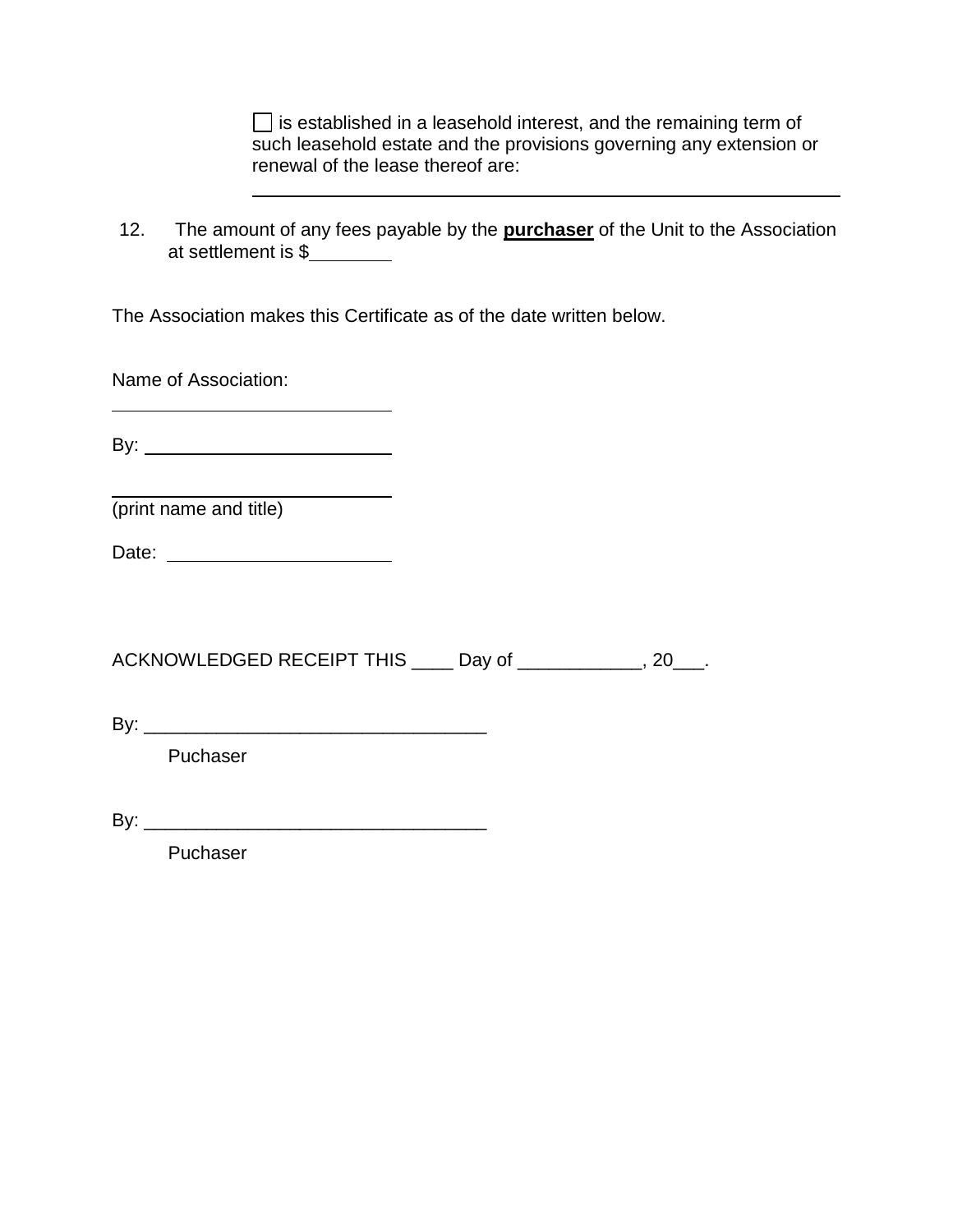☐ is established in a leasehold interest, and the remaining term of such leasehold estate and the provisions governing any extension or renewal of the lease thereof are:

\_\_\_\_\_\_\_\_\_\_\_\_\_\_\_\_\_\_\_\_\_\_\_\_\_\_\_\_\_\_\_\_\_\_\_\_\_\_\_\_\_\_\_\_\_\_\_\_\_\_\_\_

12. The amount of any fees payable by the **purchaser** of the Unit to the Association at settlement is $\_\_\_\_\_\_\_\_

The Association makes this Certificate as of the date written below.

Name of Association:

\_\_\_\_\_\_\_\_\_\_\_\_\_\_\_\_\_\_\_\_\_\_\_\_\_\_\_\_

By: \_\_\_\_\_\_\_\_\_\_\_\_\_\_\_\_\_\_\_\_\_\_\_\_\_

\_\_\_\_\_\_\_\_\_\_\_\_\_\_\_\_\_\_\_\_\_\_\_\_\_\_\_\_
(print name and title)

Date: \_\_\_\_\_\_\_\_\_\_\_\_\_\_\_\_\_\_\_\_\_\_

ACKNOWLEDGED RECEIPT THIS ____ Day of ____________, 20___.

By: _________________________________
Puchaser

By: _________________________________
Puchaser